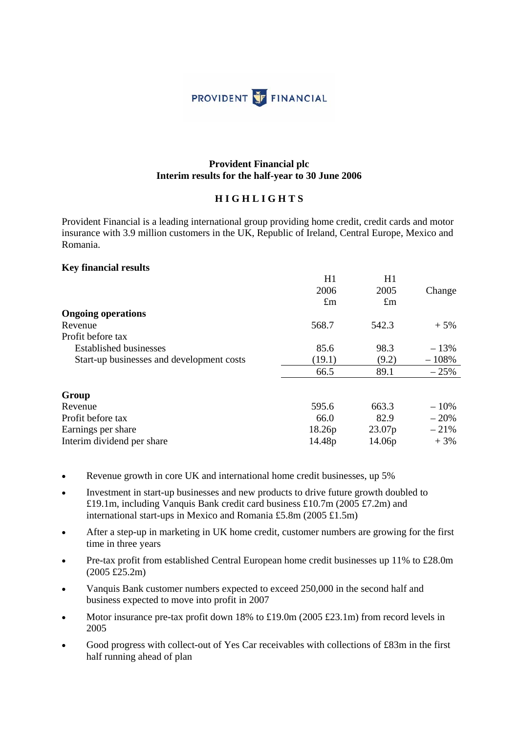PROVIDENT FINANCIAL

**Provident Financial plc**
**Interim results for the half-year to 30 June 2006**

## HIGHLIGHTS

Provident Financial is a leading international group providing home credit, credit cards and motor insurance with 3.9 million customers in the UK, Republic of Ireland, Central Europe, Mexico and Romania.

**Key financial results**

| | H1 2006 £m | H1 2005 £m | Change |
|---|---|---|---|
| **Ongoing operations** | | | |
| Revenue | 568.7 | 542.3 | + 5% |
| Profit before tax | | | |
| Established businesses | 85.6 | 98.3 | – 13% |
| Start-up businesses and development costs | (19.1) | (9.2) | – 108% |
| | 66.5 | 89.1 | – 25% |
| **Group** | | | |
| Revenue | 595.6 | 663.3 | – 10% |
| Profit before tax | 66.0 | 82.9 | – 20% |
| Earnings per share | 18.26p | 23.07p | – 21% |
| Interim dividend per share | 14.48p | 14.06p | + 3% |

- Revenue growth in core UK and international home credit businesses, up 5%
- Investment in start-up businesses and new products to drive future growth doubled to £19.1m, including Vanquis Bank credit card business £10.7m (2005 £7.2m) and international start-ups in Mexico and Romania £5.8m (2005 £1.5m)
- After a step-up in marketing in UK home credit, customer numbers are growing for the first time in three years
- Pre-tax profit from established Central European home credit businesses up 11% to £28.0m (2005 £25.2m)
- Vanquis Bank customer numbers expected to exceed 250,000 in the second half and business expected to move into profit in 2007
- Motor insurance pre-tax profit down 18% to £19.0m (2005 £23.1m) from record levels in 2005
- Good progress with collect-out of Yes Car receivables with collections of £83m in the first half running ahead of plan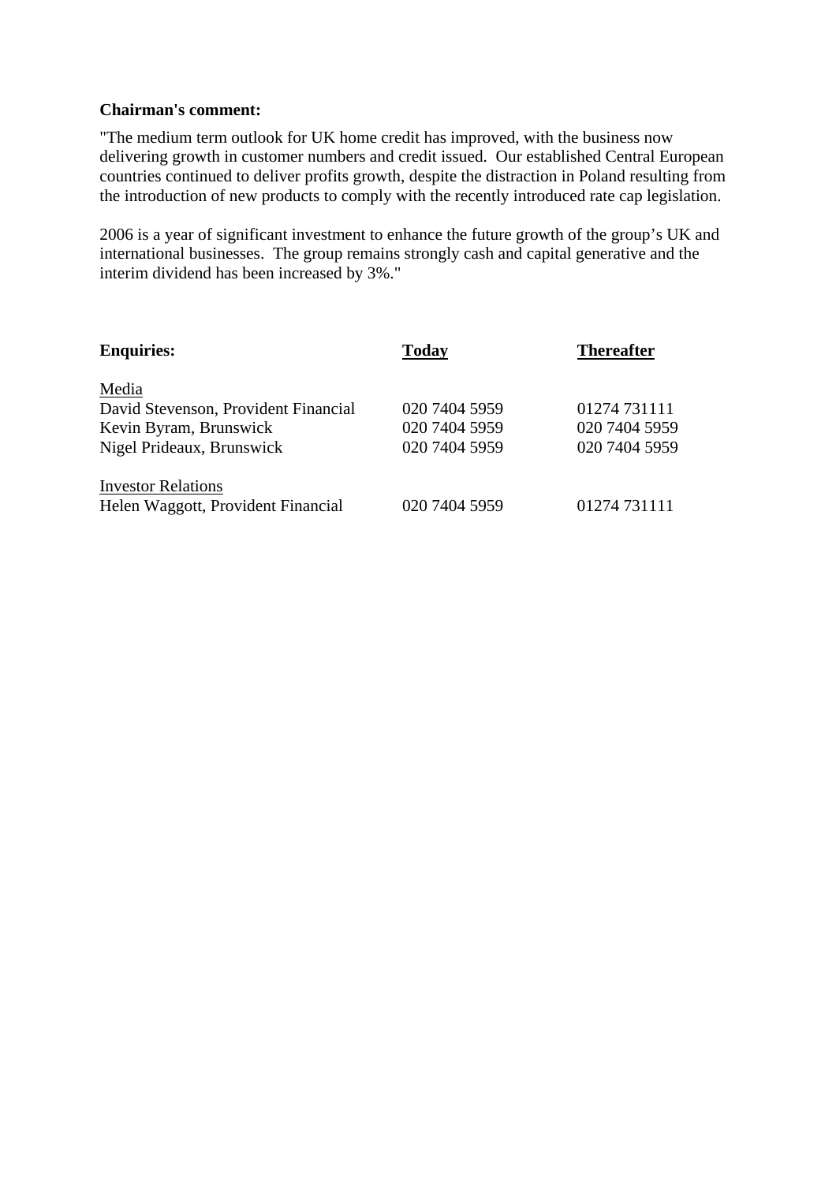**Chairman's comment:**

"The medium term outlook for UK home credit has improved, with the business now delivering growth in customer numbers and credit issued. Our established Central European countries continued to deliver profits growth, despite the distraction in Poland resulting from the introduction of new products to comply with the recently introduced rate cap legislation.

2006 is a year of significant investment to enhance the future growth of the group's UK and international businesses. The group remains strongly cash and capital generative and the interim dividend has been increased by 3%."

| **Enquiries:** | **Today** | **Thereafter** |
|---|---|---|
| Media | | |
| David Stevenson, Provident Financial | 020 7404 5959 | 01274 731111 |
| Kevin Byram, Brunswick | 020 7404 5959 | 020 7404 5959 |
| Nigel Prideaux, Brunswick | 020 7404 5959 | 020 7404 5959 |
| Investor Relations | | |
| Helen Waggott, Provident Financial | 020 7404 5959 | 01274 731111 |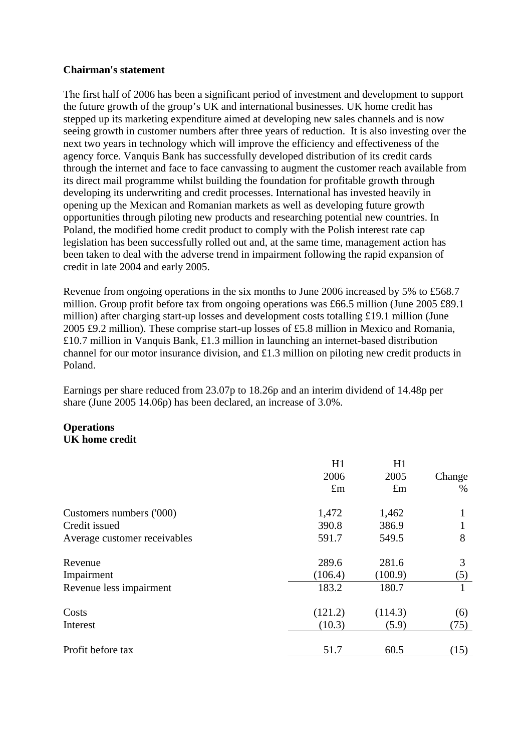**Chairman's statement**

The first half of 2006 has been a significant period of investment and development to support the future growth of the group's UK and international businesses. UK home credit has stepped up its marketing expenditure aimed at developing new sales channels and is now seeing growth in customer numbers after three years of reduction. It is also investing over the next two years in technology which will improve the efficiency and effectiveness of the agency force. Vanquis Bank has successfully developed distribution of its credit cards through the internet and face to face canvassing to augment the customer reach available from its direct mail programme whilst building the foundation for profitable growth through developing its underwriting and credit processes. International has invested heavily in opening up the Mexican and Romanian markets as well as developing future growth opportunities through piloting new products and researching potential new countries. In Poland, the modified home credit product to comply with the Polish interest rate cap legislation has been successfully rolled out and, at the same time, management action has been taken to deal with the adverse trend in impairment following the rapid expansion of credit in late 2004 and early 2005.

Revenue from ongoing operations in the six months to June 2006 increased by 5% to £568.7 million. Group profit before tax from ongoing operations was £66.5 million (June 2005 £89.1 million) after charging start-up losses and development costs totalling £19.1 million (June 2005 £9.2 million). These comprise start-up losses of £5.8 million in Mexico and Romania, £10.7 million in Vanquis Bank, £1.3 million in launching an internet-based distribution channel for our motor insurance division, and £1.3 million on piloting new credit products in Poland.

Earnings per share reduced from 23.07p to 18.26p and an interim dividend of 14.48p per share (June 2005 14.06p) has been declared, an increase of 3.0%.

**Operations**
**UK home credit**

| | H1 2006 £m | H1 2005 £m | Change % |
|---|---|---|---|
| Customers numbers ('000) | 1,472 | 1,462 | 1 |
| Credit issued | 390.8 | 386.9 | 1 |
| Average customer receivables | 591.7 | 549.5 | 8 |
| | | | |
| Revenue | 289.6 | 281.6 | 3 |
| Impairment | (106.4) | (100.9) | (5) |
| Revenue less impairment | 183.2 | 180.7 | 1 |
| | | | |
| Costs | (121.2) | (114.3) | (6) |
| Interest | (10.3) | (5.9) | (75) |
| | | | |
| Profit before tax | 51.7 | 60.5 | (15) |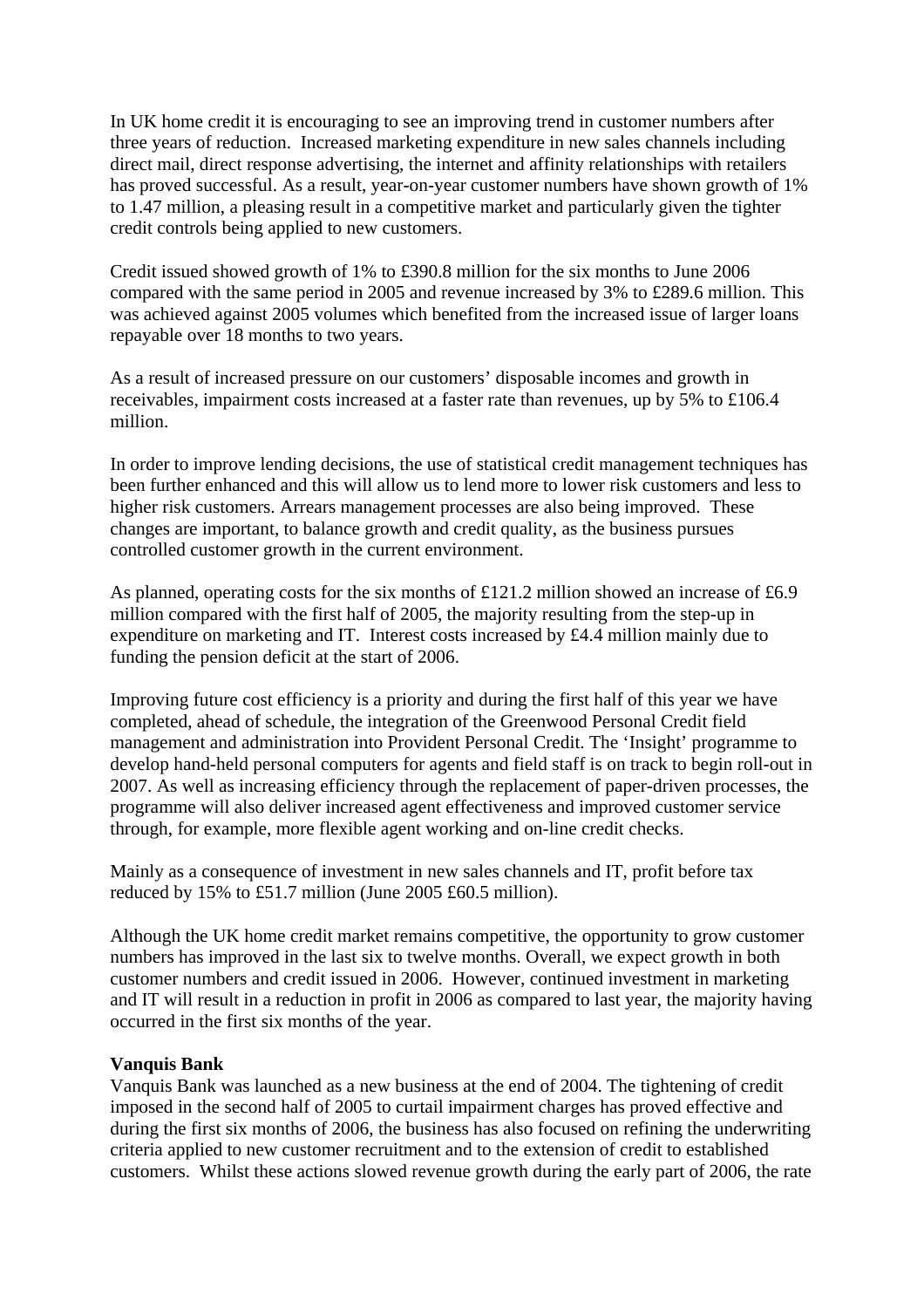In UK home credit it is encouraging to see an improving trend in customer numbers after three years of reduction. Increased marketing expenditure in new sales channels including direct mail, direct response advertising, the internet and affinity relationships with retailers has proved successful. As a result, year-on-year customer numbers have shown growth of 1% to 1.47 million, a pleasing result in a competitive market and particularly given the tighter credit controls being applied to new customers.

Credit issued showed growth of 1% to £390.8 million for the six months to June 2006 compared with the same period in 2005 and revenue increased by 3% to £289.6 million. This was achieved against 2005 volumes which benefited from the increased issue of larger loans repayable over 18 months to two years.

As a result of increased pressure on our customers' disposable incomes and growth in receivables, impairment costs increased at a faster rate than revenues, up by 5% to £106.4 million.

In order to improve lending decisions, the use of statistical credit management techniques has been further enhanced and this will allow us to lend more to lower risk customers and less to higher risk customers. Arrears management processes are also being improved. These changes are important, to balance growth and credit quality, as the business pursues controlled customer growth in the current environment.

As planned, operating costs for the six months of £121.2 million showed an increase of £6.9 million compared with the first half of 2005, the majority resulting from the step-up in expenditure on marketing and IT. Interest costs increased by £4.4 million mainly due to funding the pension deficit at the start of 2006.

Improving future cost efficiency is a priority and during the first half of this year we have completed, ahead of schedule, the integration of the Greenwood Personal Credit field management and administration into Provident Personal Credit. The 'Insight' programme to develop hand-held personal computers for agents and field staff is on track to begin roll-out in 2007. As well as increasing efficiency through the replacement of paper-driven processes, the programme will also deliver increased agent effectiveness and improved customer service through, for example, more flexible agent working and on-line credit checks.

Mainly as a consequence of investment in new sales channels and IT, profit before tax reduced by 15% to £51.7 million (June 2005 £60.5 million).

Although the UK home credit market remains competitive, the opportunity to grow customer numbers has improved in the last six to twelve months. Overall, we expect growth in both customer numbers and credit issued in 2006. However, continued investment in marketing and IT will result in a reduction in profit in 2006 as compared to last year, the majority having occurred in the first six months of the year.

**Vanquis Bank**

Vanquis Bank was launched as a new business at the end of 2004. The tightening of credit imposed in the second half of 2005 to curtail impairment charges has proved effective and during the first six months of 2006, the business has also focused on refining the underwriting criteria applied to new customer recruitment and to the extension of credit to established customers. Whilst these actions slowed revenue growth during the early part of 2006, the rate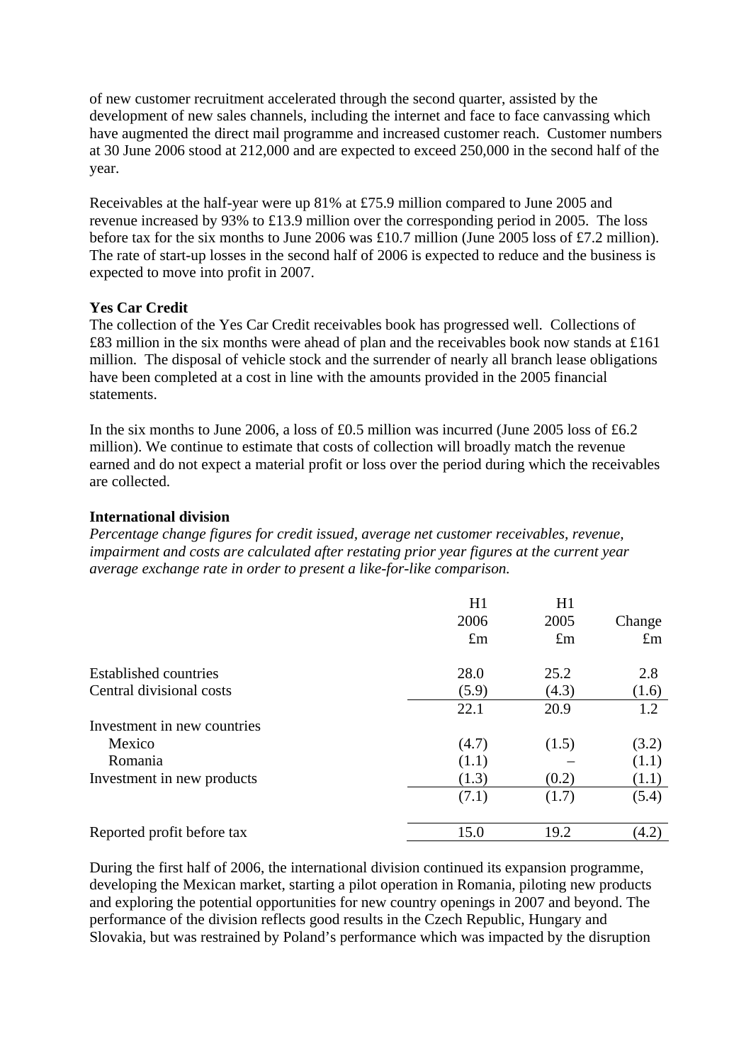of new customer recruitment accelerated through the second quarter, assisted by the development of new sales channels, including the internet and face to face canvassing which have augmented the direct mail programme and increased customer reach. Customer numbers at 30 June 2006 stood at 212,000 and are expected to exceed 250,000 in the second half of the year.

Receivables at the half-year were up 81% at £75.9 million compared to June 2005 and revenue increased by 93% to £13.9 million over the corresponding period in 2005. The loss before tax for the six months to June 2006 was £10.7 million (June 2005 loss of £7.2 million). The rate of start-up losses in the second half of 2006 is expected to reduce and the business is expected to move into profit in 2007.

**Yes Car Credit**

The collection of the Yes Car Credit receivables book has progressed well. Collections of £83 million in the six months were ahead of plan and the receivables book now stands at £161 million. The disposal of vehicle stock and the surrender of nearly all branch lease obligations have been completed at a cost in line with the amounts provided in the 2005 financial statements.

In the six months to June 2006, a loss of £0.5 million was incurred (June 2005 loss of £6.2 million). We continue to estimate that costs of collection will broadly match the revenue earned and do not expect a material profit or loss over the period during which the receivables are collected.

**International division**

*Percentage change figures for credit issued, average net customer receivables, revenue, impairment and costs are calculated after restating prior year figures at the current year average exchange rate in order to present a like-for-like comparison.*

| | H1 2006 £m | H1 2005 £m | Change £m |
|---|---|---|---|
| Established countries | 28.0 | 25.2 | 2.8 |
| Central divisional costs | (5.9) | (4.3) | (1.6) |
| | 22.1 | 20.9 | 1.2 |
| Investment in new countries | | | |
| Mexico | (4.7) | (1.5) | (3.2) |
| Romania | (1.1) | – | (1.1) |
| Investment in new products | (1.3) | (0.2) | (1.1) |
| | (7.1) | (1.7) | (5.4) |
| Reported profit before tax | 15.0 | 19.2 | (4.2) |

During the first half of 2006, the international division continued its expansion programme, developing the Mexican market, starting a pilot operation in Romania, piloting new products and exploring the potential opportunities for new country openings in 2007 and beyond. The performance of the division reflects good results in the Czech Republic, Hungary and Slovakia, but was restrained by Poland's performance which was impacted by the disruption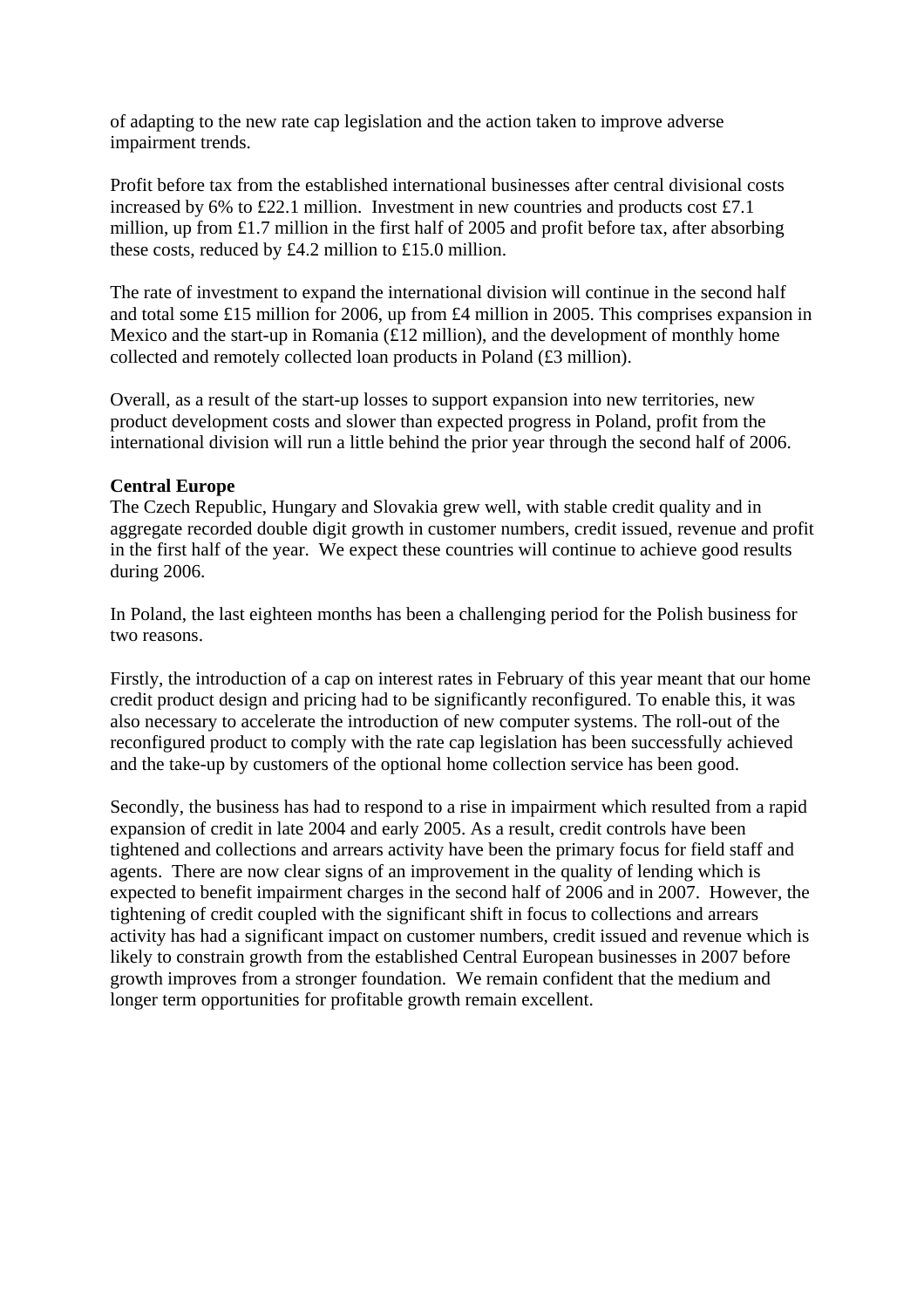of adapting to the new rate cap legislation and the action taken to improve adverse impairment trends.

Profit before tax from the established international businesses after central divisional costs increased by 6% to £22.1 million. Investment in new countries and products cost £7.1 million, up from £1.7 million in the first half of 2005 and profit before tax, after absorbing these costs, reduced by £4.2 million to £15.0 million.

The rate of investment to expand the international division will continue in the second half and total some £15 million for 2006, up from £4 million in 2005. This comprises expansion in Mexico and the start-up in Romania (£12 million), and the development of monthly home collected and remotely collected loan products in Poland (£3 million).

Overall, as a result of the start-up losses to support expansion into new territories, new product development costs and slower than expected progress in Poland, profit from the international division will run a little behind the prior year through the second half of 2006.

**Central Europe**

The Czech Republic, Hungary and Slovakia grew well, with stable credit quality and in aggregate recorded double digit growth in customer numbers, credit issued, revenue and profit in the first half of the year. We expect these countries will continue to achieve good results during 2006.

In Poland, the last eighteen months has been a challenging period for the Polish business for two reasons.

Firstly, the introduction of a cap on interest rates in February of this year meant that our home credit product design and pricing had to be significantly reconfigured. To enable this, it was also necessary to accelerate the introduction of new computer systems. The roll-out of the reconfigured product to comply with the rate cap legislation has been successfully achieved and the take-up by customers of the optional home collection service has been good.

Secondly, the business has had to respond to a rise in impairment which resulted from a rapid expansion of credit in late 2004 and early 2005. As a result, credit controls have been tightened and collections and arrears activity have been the primary focus for field staff and agents. There are now clear signs of an improvement in the quality of lending which is expected to benefit impairment charges in the second half of 2006 and in 2007. However, the tightening of credit coupled with the significant shift in focus to collections and arrears activity has had a significant impact on customer numbers, credit issued and revenue which is likely to constrain growth from the established Central European businesses in 2007 before growth improves from a stronger foundation. We remain confident that the medium and longer term opportunities for profitable growth remain excellent.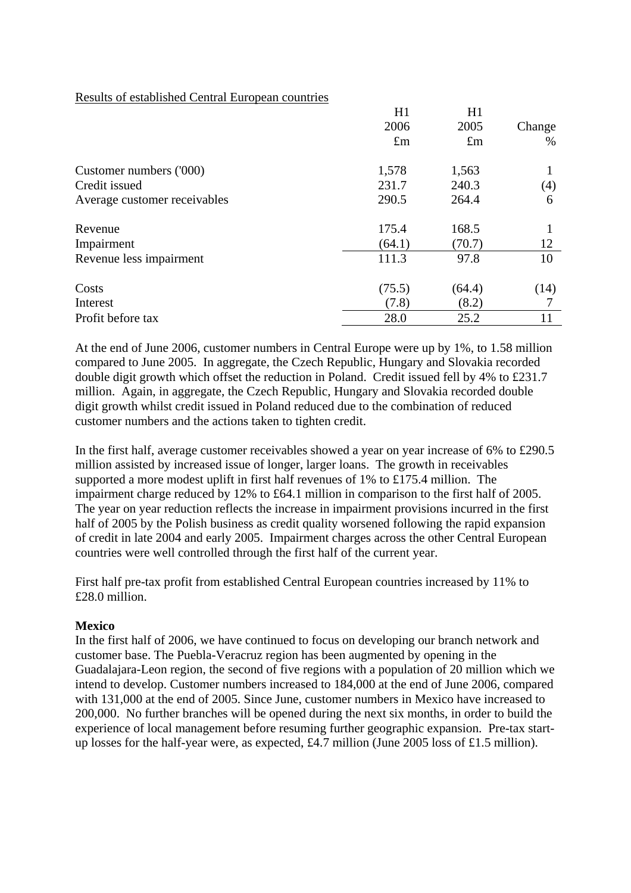Results of established Central European countries

| | H1 2006 £m | H1 2005 £m | Change % |
|---|---|---|---|
| Customer numbers ('000) | 1,578 | 1,563 | 1 |
| Credit issued | 231.7 | 240.3 | (4) |
| Average customer receivables | 290.5 | 264.4 | 6 |
| Revenue | 175.4 | 168.5 | 1 |
| Impairment | (64.1) | (70.7) | 12 |
| Revenue less impairment | 111.3 | 97.8 | 10 |
| Costs | (75.5) | (64.4) | (14) |
| Interest | (7.8) | (8.2) | 7 |
| Profit before tax | 28.0 | 25.2 | 11 |

At the end of June 2006, customer numbers in Central Europe were up by 1%, to 1.58 million compared to June 2005. In aggregate, the Czech Republic, Hungary and Slovakia recorded double digit growth which offset the reduction in Poland. Credit issued fell by 4% to £231.7 million. Again, in aggregate, the Czech Republic, Hungary and Slovakia recorded double digit growth whilst credit issued in Poland reduced due to the combination of reduced customer numbers and the actions taken to tighten credit.

In the first half, average customer receivables showed a year on year increase of 6% to £290.5 million assisted by increased issue of longer, larger loans. The growth in receivables supported a more modest uplift in first half revenues of 1% to £175.4 million. The impairment charge reduced by 12% to £64.1 million in comparison to the first half of 2005. The year on year reduction reflects the increase in impairment provisions incurred in the first half of 2005 by the Polish business as credit quality worsened following the rapid expansion of credit in late 2004 and early 2005. Impairment charges across the other Central European countries were well controlled through the first half of the current year.

First half pre-tax profit from established Central European countries increased by 11% to £28.0 million.

**Mexico**

In the first half of 2006, we have continued to focus on developing our branch network and customer base. The Puebla-Veracruz region has been augmented by opening in the Guadalajara-Leon region, the second of five regions with a population of 20 million which we intend to develop. Customer numbers increased to 184,000 at the end of June 2006, compared with 131,000 at the end of 2005. Since June, customer numbers in Mexico have increased to 200,000. No further branches will be opened during the next six months, in order to build the experience of local management before resuming further geographic expansion. Pre-tax start-up losses for the half-year were, as expected, £4.7 million (June 2005 loss of £1.5 million).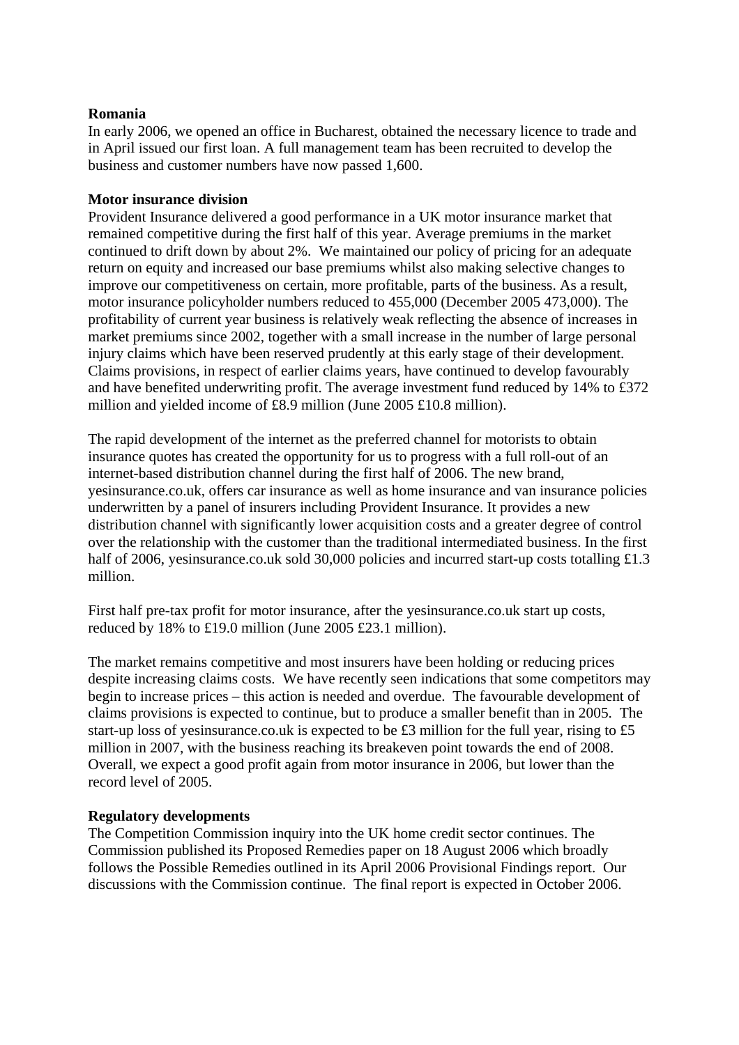**Romania**
In early 2006, we opened an office in Bucharest, obtained the necessary licence to trade and in April issued our first loan. A full management team has been recruited to develop the business and customer numbers have now passed 1,600.

**Motor insurance division**
Provident Insurance delivered a good performance in a UK motor insurance market that remained competitive during the first half of this year. Average premiums in the market continued to drift down by about 2%. We maintained our policy of pricing for an adequate return on equity and increased our base premiums whilst also making selective changes to improve our competitiveness on certain, more profitable, parts of the business. As a result, motor insurance policyholder numbers reduced to 455,000 (December 2005 473,000). The profitability of current year business is relatively weak reflecting the absence of increases in market premiums since 2002, together with a small increase in the number of large personal injury claims which have been reserved prudently at this early stage of their development. Claims provisions, in respect of earlier claims years, have continued to develop favourably and have benefited underwriting profit. The average investment fund reduced by 14% to £372 million and yielded income of £8.9 million (June 2005 £10.8 million).

The rapid development of the internet as the preferred channel for motorists to obtain insurance quotes has created the opportunity for us to progress with a full roll-out of an internet-based distribution channel during the first half of 2006. The new brand, yesinsurance.co.uk, offers car insurance as well as home insurance and van insurance policies underwritten by a panel of insurers including Provident Insurance. It provides a new distribution channel with significantly lower acquisition costs and a greater degree of control over the relationship with the customer than the traditional intermediated business. In the first half of 2006, yesinsurance.co.uk sold 30,000 policies and incurred start-up costs totalling £1.3 million.

First half pre-tax profit for motor insurance, after the yesinsurance.co.uk start up costs, reduced by 18% to £19.0 million (June 2005 £23.1 million).

The market remains competitive and most insurers have been holding or reducing prices despite increasing claims costs. We have recently seen indications that some competitors may begin to increase prices – this action is needed and overdue. The favourable development of claims provisions is expected to continue, but to produce a smaller benefit than in 2005. The start-up loss of yesinsurance.co.uk is expected to be £3 million for the full year, rising to £5 million in 2007, with the business reaching its breakeven point towards the end of 2008. Overall, we expect a good profit again from motor insurance in 2006, but lower than the record level of 2005.

**Regulatory developments**
The Competition Commission inquiry into the UK home credit sector continues. The Commission published its Proposed Remedies paper on 18 August 2006 which broadly follows the Possible Remedies outlined in its April 2006 Provisional Findings report. Our discussions with the Commission continue. The final report is expected in October 2006.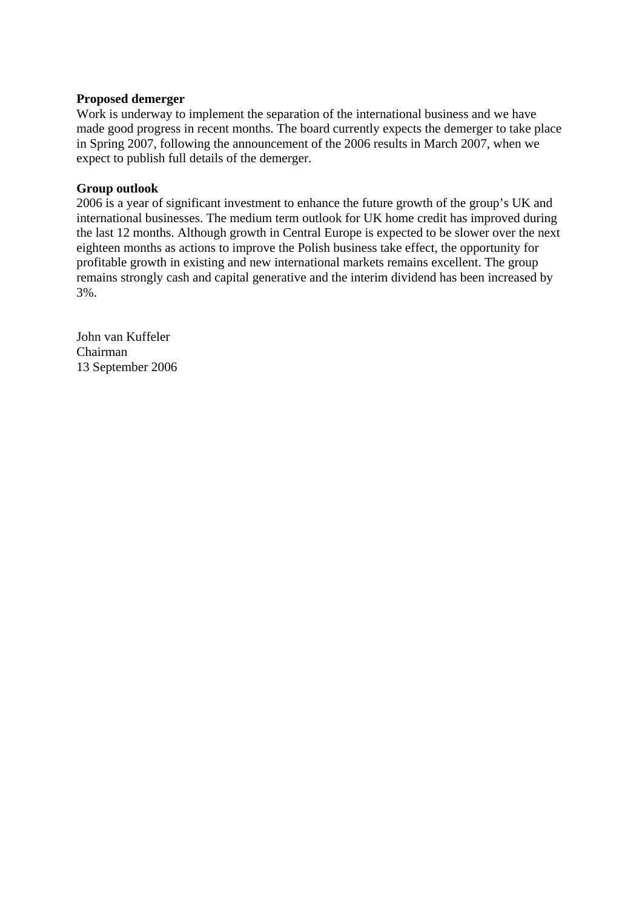**Proposed demerger**

Work is underway to implement the separation of the international business and we have made good progress in recent months. The board currently expects the demerger to take place in Spring 2007, following the announcement of the 2006 results in March 2007, when we expect to publish full details of the demerger.

**Group outlook**

2006 is a year of significant investment to enhance the future growth of the group's UK and international businesses. The medium term outlook for UK home credit has improved during the last 12 months. Although growth in Central Europe is expected to be slower over the next eighteen months as actions to improve the Polish business take effect, the opportunity for profitable growth in existing and new international markets remains excellent. The group remains strongly cash and capital generative and the interim dividend has been increased by 3%.

John van Kuffeler
Chairman
13 September 2006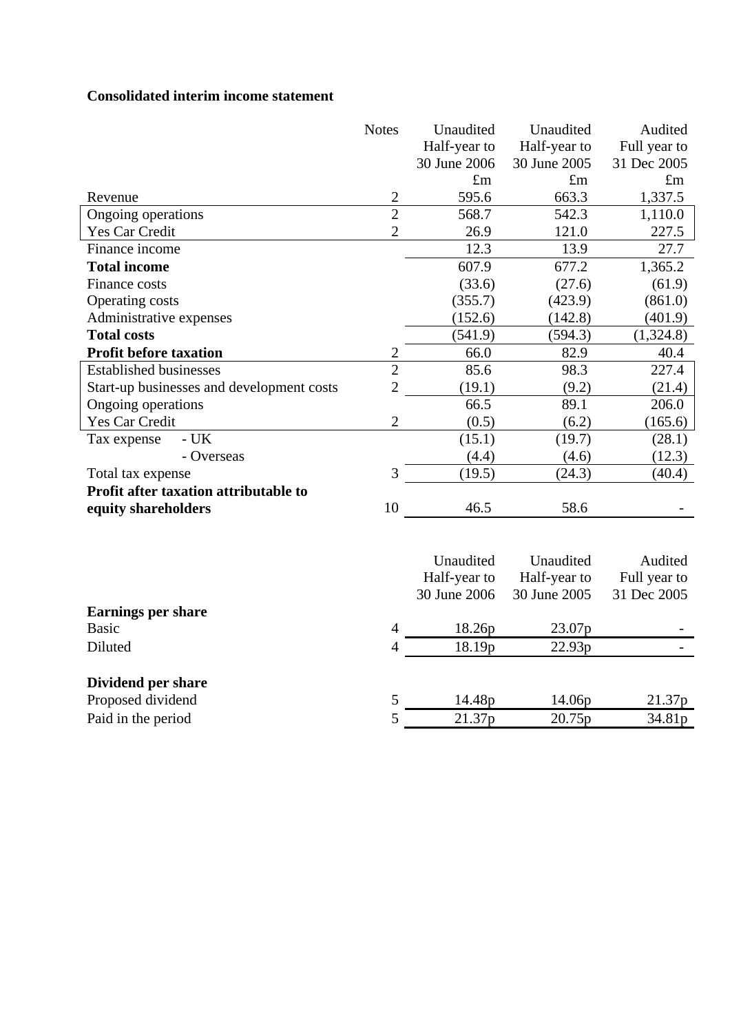## Consolidated interim income statement

| | Notes | Unaudited Half-year to 30 June 2006 £m | Unaudited Half-year to 30 June 2005 £m | Audited Full year to 31 Dec 2005 £m |
|---|---|---|---|---|
| Revenue | 2 | 595.6 | 663.3 | 1,337.5 |
| Ongoing operations | 2 | 568.7 | 542.3 | 1,110.0 |
| Yes Car Credit | 2 | 26.9 | 121.0 | 227.5 |
| Finance income | | 12.3 | 13.9 | 27.7 |
| **Total income** | | 607.9 | 677.2 | 1,365.2 |
| Finance costs | | (33.6) | (27.6) | (61.9) |
| Operating costs | | (355.7) | (423.9) | (861.0) |
| Administrative expenses | | (152.6) | (142.8) | (401.9) |
| **Total costs** | | (541.9) | (594.3) | (1,324.8) |
| **Profit before taxation** | 2 | 66.0 | 82.9 | 40.4 |
| Established businesses | 2 | 85.6 | 98.3 | 227.4 |
| Start-up businesses and development costs | 2 | (19.1) | (9.2) | (21.4) |
| Ongoing operations | | 66.5 | 89.1 | 206.0 |
| Yes Car Credit | 2 | (0.5) | (6.2) | (165.6) |
| Tax expense - UK | | (15.1) | (19.7) | (28.1) |
| - Overseas | | (4.4) | (4.6) | (12.3) |
| Total tax expense | 3 | (19.5) | (24.3) | (40.4) |
| **Profit after taxation attributable to equity shareholders** | 10 | 46.5 | 58.6 | - |

| | | Unaudited Half-year to 30 June 2006 | Unaudited Half-year to 30 June 2005 | Audited Full year to 31 Dec 2005 |
|---|---|---|---|---|
| **Earnings per share** | | | | |
| Basic | 4 | 18.26p | 23.07p | - |
| Diluted | 4 | 18.19p | 22.93p | - |
| **Dividend per share** | | | | |
| Proposed dividend | 5 | 14.48p | 14.06p | 21.37p |
| Paid in the period | 5 | 21.37p | 20.75p | 34.81p |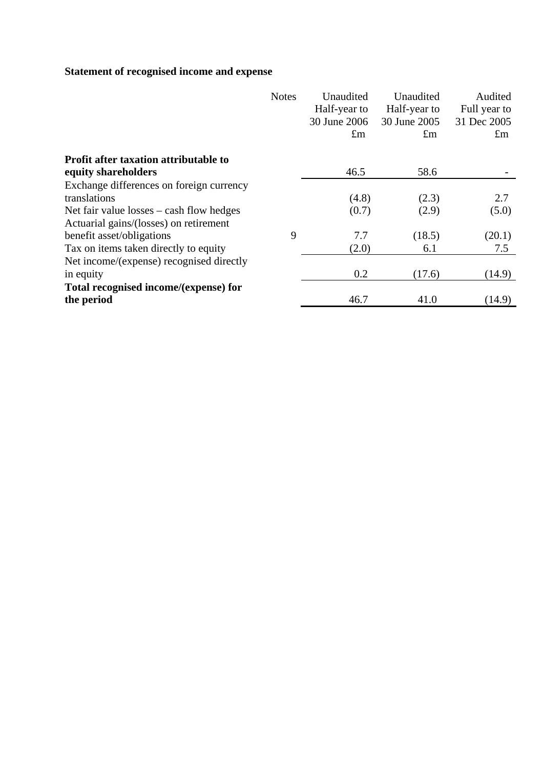**Statement of recognised income and expense**

| | Notes | Unaudited Half-year to 30 June 2006 £m | Unaudited Half-year to 30 June 2005 £m | Audited Full year to 31 Dec 2005 £m |
|---|---|---|---|---|
| **Profit after taxation attributable to equity shareholders** | | 46.5 | 58.6 | - |
| Exchange differences on foreign currency translations | | (4.8) | (2.3) | 2.7 |
| Net fair value losses – cash flow hedges | | (0.7) | (2.9) | (5.0) |
| Actuarial gains/(losses) on retirement benefit asset/obligations | 9 | 7.7 | (18.5) | (20.1) |
| Tax on items taken directly to equity | | (2.0) | 6.1 | 7.5 |
| Net income/(expense) recognised directly in equity | | 0.2 | (17.6) | (14.9) |
| **Total recognised income/(expense) for the period** | | 46.7 | 41.0 | (14.9) |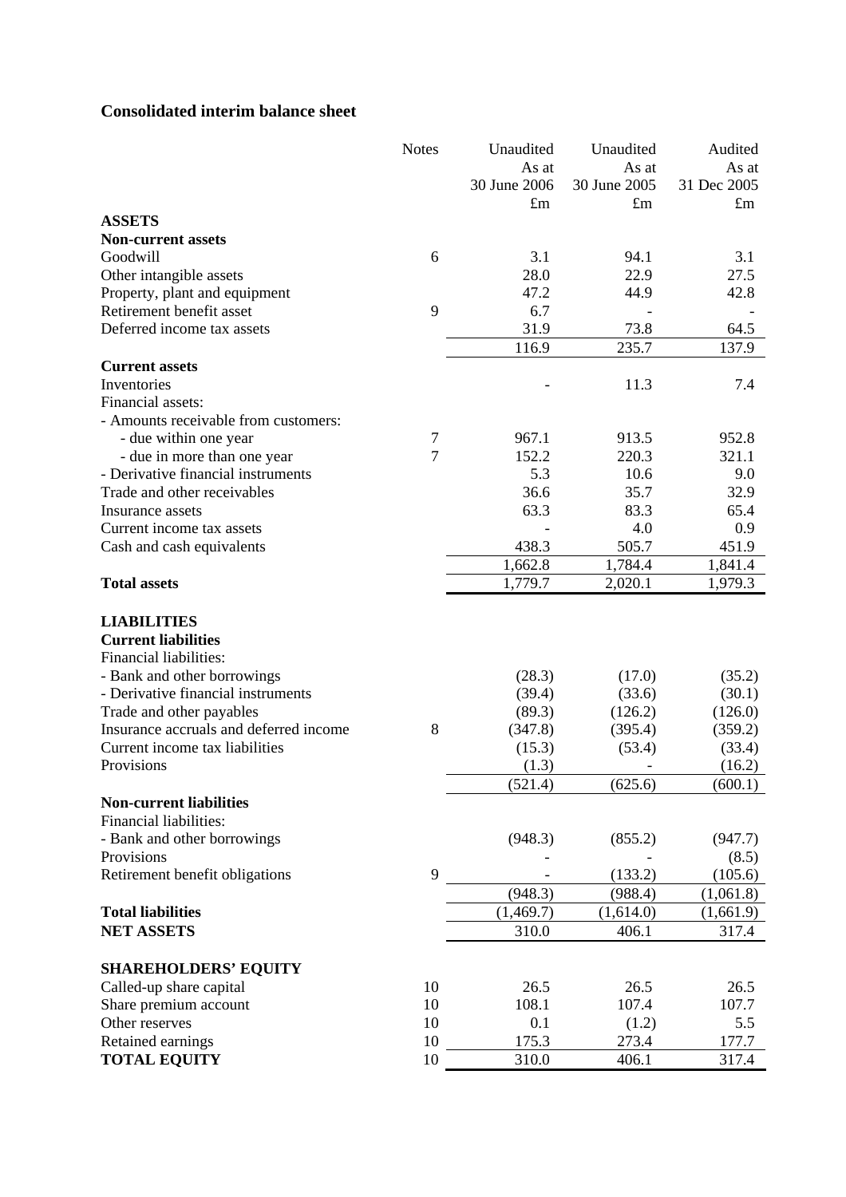## Consolidated interim balance sheet

| | Notes | Unaudited As at 30 June 2006 £m | Unaudited As at 30 June 2005 £m | Audited As at 31 Dec 2005 £m |
|---|---|---|---|---|
| **ASSETS** | | | | |
| **Non-current assets** | | | | |
| Goodwill | 6 | 3.1 | 94.1 | 3.1 |
| Other intangible assets | | 28.0 | 22.9 | 27.5 |
| Property, plant and equipment | | 47.2 | 44.9 | 42.8 |
| Retirement benefit asset | 9 | 6.7 | - | - |
| Deferred income tax assets | | 31.9 | 73.8 | 64.5 |
| | | 116.9 | 235.7 | 137.9 |
| **Current assets** | | | | |
| Inventories | | - | 11.3 | 7.4 |
| Financial assets: | | | | |
| - Amounts receivable from customers: | | | | |
| - due within one year | 7 | 967.1 | 913.5 | 952.8 |
| - due in more than one year | 7 | 152.2 | 220.3 | 321.1 |
| - Derivative financial instruments | | 5.3 | 10.6 | 9.0 |
| Trade and other receivables | | 36.6 | 35.7 | 32.9 |
| Insurance assets | | 63.3 | 83.3 | 65.4 |
| Current income tax assets | | - | 4.0 | 0.9 |
| Cash and cash equivalents | | 438.3 | 505.7 | 451.9 |
| | | 1,662.8 | 1,784.4 | 1,841.4 |
| **Total assets** | | 1,779.7 | 2,020.1 | 1,979.3 |
| **LIABILITIES** | | | | |
| **Current liabilities** | | | | |
| Financial liabilities: | | | | |
| - Bank and other borrowings | | (28.3) | (17.0) | (35.2) |
| - Derivative financial instruments | | (39.4) | (33.6) | (30.1) |
| Trade and other payables | | (89.3) | (126.2) | (126.0) |
| Insurance accruals and deferred income | 8 | (347.8) | (395.4) | (359.2) |
| Current income tax liabilities | | (15.3) | (53.4) | (33.4) |
| Provisions | | (1.3) | - | (16.2) |
| | | (521.4) | (625.6) | (600.1) |
| **Non-current liabilities** | | | | |
| Financial liabilities: | | | | |
| - Bank and other borrowings | | (948.3) | (855.2) | (947.7) |
| Provisions | | - | - | (8.5) |
| Retirement benefit obligations | 9 | - | (133.2) | (105.6) |
| | | (948.3) | (988.4) | (1,061.8) |
| **Total liabilities** | | (1,469.7) | (1,614.0) | (1,661.9) |
| **NET ASSETS** | | 310.0 | 406.1 | 317.4 |
| **SHAREHOLDERS' EQUITY** | | | | |
| Called-up share capital | 10 | 26.5 | 26.5 | 26.5 |
| Share premium account | 10 | 108.1 | 107.4 | 107.7 |
| Other reserves | 10 | 0.1 | (1.2) | 5.5 |
| Retained earnings | 10 | 175.3 | 273.4 | 177.7 |
| **TOTAL EQUITY** | 10 | 310.0 | 406.1 | 317.4 |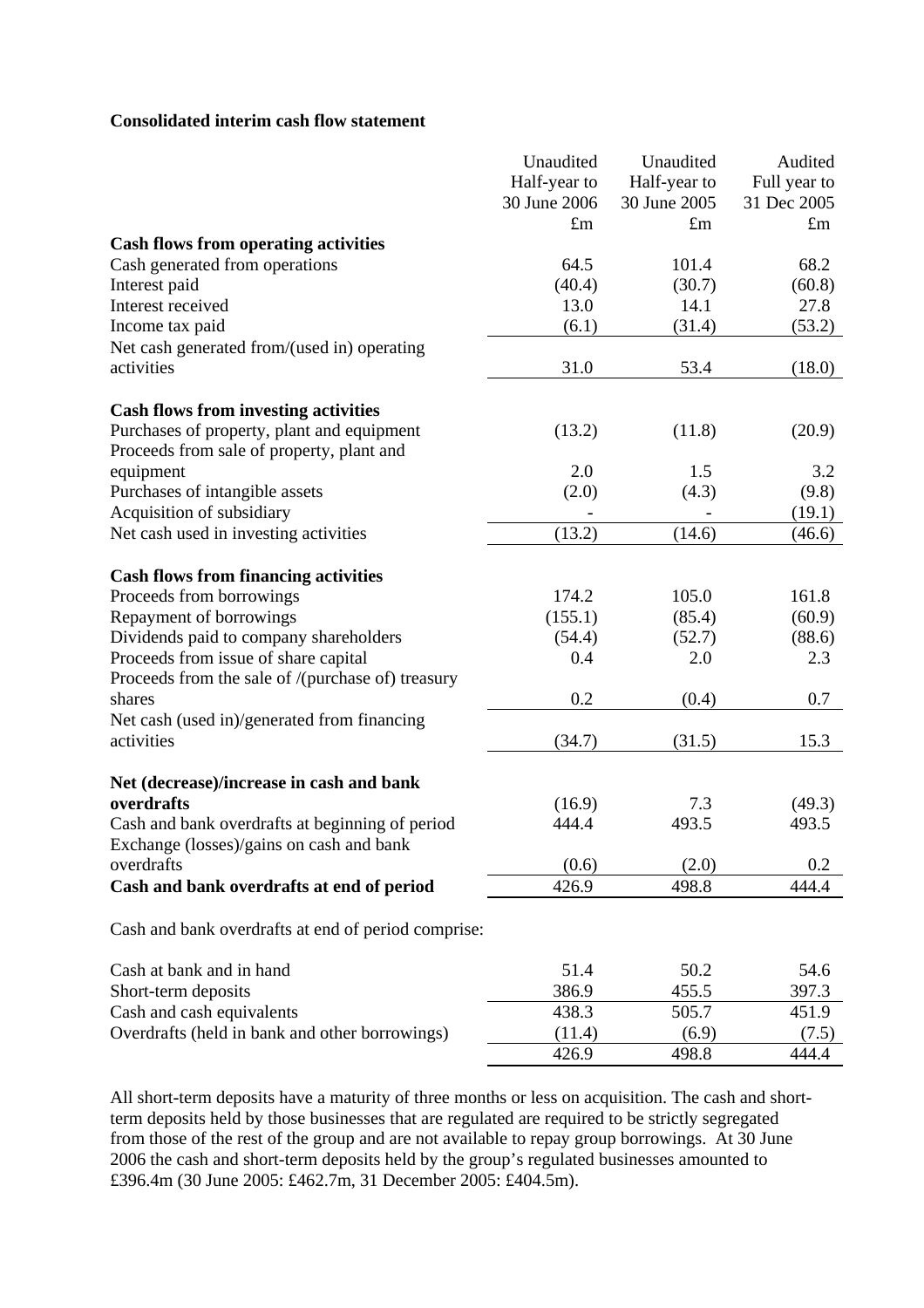**Consolidated interim cash flow statement**

| | Unaudited Half-year to 30 June 2006 £m | Unaudited Half-year to 30 June 2005 £m | Audited Full year to 31 Dec 2005 £m |
|---|---|---|---|
| **Cash flows from operating activities** | | | |
| Cash generated from operations | 64.5 | 101.4 | 68.2 |
| Interest paid | (40.4) | (30.7) | (60.8) |
| Interest received | 13.0 | 14.1 | 27.8 |
| Income tax paid | (6.1) | (31.4) | (53.2) |
| Net cash generated from/(used in) operating activities | 31.0 | 53.4 | (18.0) |
| **Cash flows from investing activities** | | | |
| Purchases of property, plant and equipment | (13.2) | (11.8) | (20.9) |
| Proceeds from sale of property, plant and equipment | 2.0 | 1.5 | 3.2 |
| Purchases of intangible assets | (2.0) | (4.3) | (9.8) |
| Acquisition of subsidiary | - | - | (19.1) |
| Net cash used in investing activities | (13.2) | (14.6) | (46.6) |
| **Cash flows from financing activities** | | | |
| Proceeds from borrowings | 174.2 | 105.0 | 161.8 |
| Repayment of borrowings | (155.1) | (85.4) | (60.9) |
| Dividends paid to company shareholders | (54.4) | (52.7) | (88.6) |
| Proceeds from issue of share capital | 0.4 | 2.0 | 2.3 |
| Proceeds from the sale of /(purchase of) treasury shares | 0.2 | (0.4) | 0.7 |
| Net cash (used in)/generated from financing activities | (34.7) | (31.5) | 15.3 |
| **Net (decrease)/increase in cash and bank overdrafts** | (16.9) | 7.3 | (49.3) |
| Cash and bank overdrafts at beginning of period | 444.4 | 493.5 | 493.5 |
| Exchange (losses)/gains on cash and bank overdrafts | (0.6) | (2.0) | 0.2 |
| **Cash and bank overdrafts at end of period** | 426.9 | 498.8 | 444.4 |
| | | | |
| Cash and bank overdrafts at end of period comprise: | | | |
| Cash at bank and in hand | 51.4 | 50.2 | 54.6 |
| Short-term deposits | 386.9 | 455.5 | 397.3 |
| Cash and cash equivalents | 438.3 | 505.7 | 451.9 |
| Overdrafts (held in bank and other borrowings) | (11.4) | (6.9) | (7.5) |
| | 426.9 | 498.8 | 444.4 |

All short-term deposits have a maturity of three months or less on acquisition. The cash and short-term deposits held by those businesses that are regulated are required to be strictly segregated from those of the rest of the group and are not available to repay group borrowings. At 30 June 2006 the cash and short-term deposits held by the group's regulated businesses amounted to £396.4m (30 June 2005: £462.7m, 31 December 2005: £404.5m).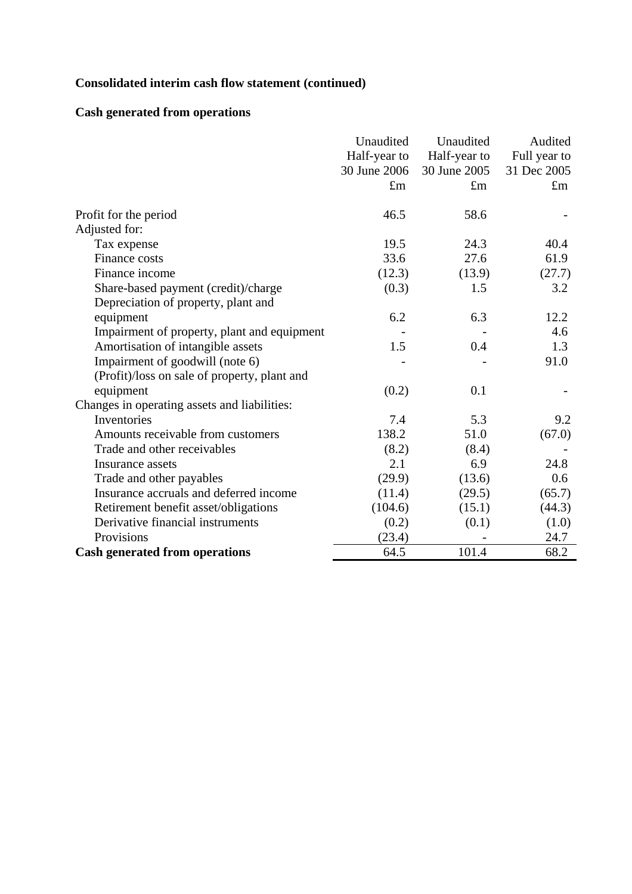**Consolidated interim cash flow statement (continued)**

**Cash generated from operations**

| | Unaudited Half-year to 30 June 2006 £m | Unaudited Half-year to 30 June 2005 £m | Audited Full year to 31 Dec 2005 £m |
|---|---|---|---|
| Profit for the period | 46.5 | 58.6 | - |
| Adjusted for: | | | |
| Tax expense | 19.5 | 24.3 | 40.4 |
| Finance costs | 33.6 | 27.6 | 61.9 |
| Finance income | (12.3) | (13.9) | (27.7) |
| Share-based payment (credit)/charge | (0.3) | 1.5 | 3.2 |
| Depreciation of property, plant and equipment | 6.2 | 6.3 | 12.2 |
| Impairment of property, plant and equipment | - | - | 4.6 |
| Amortisation of intangible assets | 1.5 | 0.4 | 1.3 |
| Impairment of goodwill (note 6) | - | - | 91.0 |
| (Profit)/loss on sale of property, plant and equipment | (0.2) | 0.1 | - |
| Changes in operating assets and liabilities: | | | |
| Inventories | 7.4 | 5.3 | 9.2 |
| Amounts receivable from customers | 138.2 | 51.0 | (67.0) |
| Trade and other receivables | (8.2) | (8.4) | - |
| Insurance assets | 2.1 | 6.9 | 24.8 |
| Trade and other payables | (29.9) | (13.6) | 0.6 |
| Insurance accruals and deferred income | (11.4) | (29.5) | (65.7) |
| Retirement benefit asset/obligations | (104.6) | (15.1) | (44.3) |
| Derivative financial instruments | (0.2) | (0.1) | (1.0) |
| Provisions | (23.4) | - | 24.7 |
| **Cash generated from operations** | 64.5 | 101.4 | 68.2 |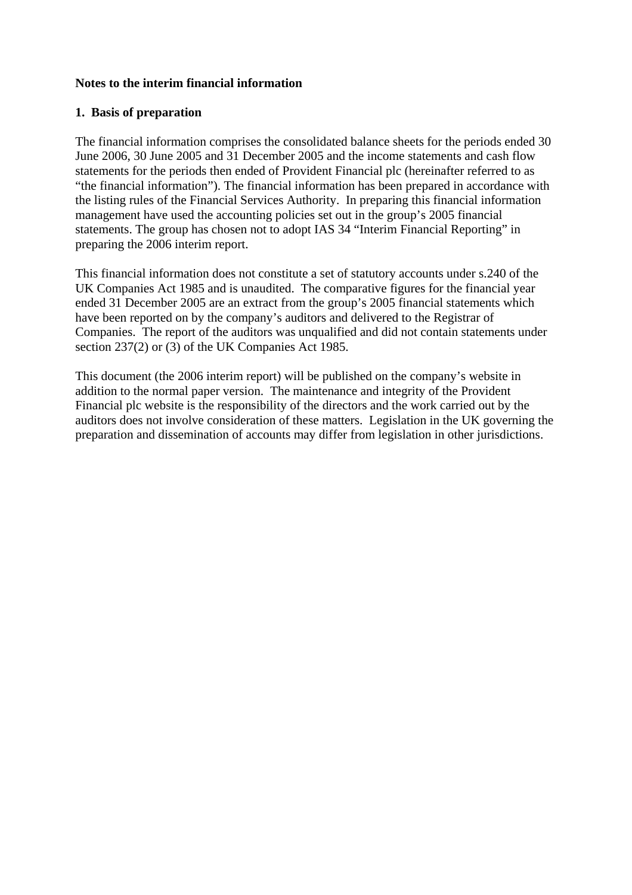**Notes to the interim financial information**

**1. Basis of preparation**

The financial information comprises the consolidated balance sheets for the periods ended 30 June 2006, 30 June 2005 and 31 December 2005 and the income statements and cash flow statements for the periods then ended of Provident Financial plc (hereinafter referred to as "the financial information"). The financial information has been prepared in accordance with the listing rules of the Financial Services Authority. In preparing this financial information management have used the accounting policies set out in the group's 2005 financial statements. The group has chosen not to adopt IAS 34 "Interim Financial Reporting" in preparing the 2006 interim report.

This financial information does not constitute a set of statutory accounts under s.240 of the UK Companies Act 1985 and is unaudited. The comparative figures for the financial year ended 31 December 2005 are an extract from the group's 2005 financial statements which have been reported on by the company's auditors and delivered to the Registrar of Companies. The report of the auditors was unqualified and did not contain statements under section 237(2) or (3) of the UK Companies Act 1985.

This document (the 2006 interim report) will be published on the company's website in addition to the normal paper version. The maintenance and integrity of the Provident Financial plc website is the responsibility of the directors and the work carried out by the auditors does not involve consideration of these matters. Legislation in the UK governing the preparation and dissemination of accounts may differ from legislation in other jurisdictions.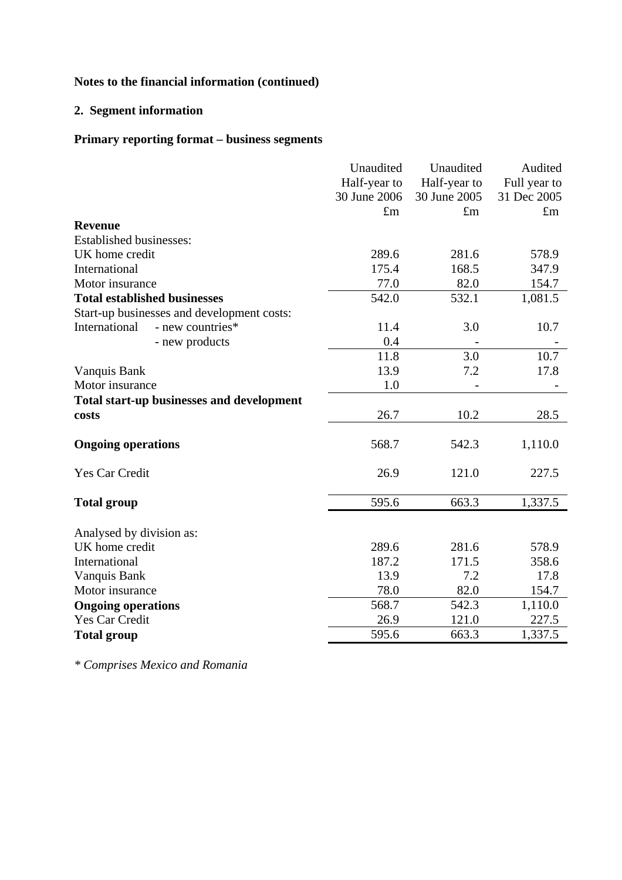**Notes to the financial information (continued)**

**2. Segment information**

**Primary reporting format – business segments**

| | Unaudited Half-year to 30 June 2006 £m | Unaudited Half-year to 30 June 2005 £m | Audited Full year to 31 Dec 2005 £m |
|---|---|---|---|
| **Revenue** | | | |
| Established businesses: | | | |
| UK home credit | 289.6 | 281.6 | 578.9 |
| International | 175.4 | 168.5 | 347.9 |
| Motor insurance | 77.0 | 82.0 | 154.7 |
| **Total established businesses** | 542.0 | 532.1 | 1,081.5 |
| Start-up businesses and development costs: | | | |
| International - new countries* | 11.4 | 3.0 | 10.7 |
| - new products | 0.4 | - | - |
| | 11.8 | 3.0 | 10.7 |
| Vanquis Bank | 13.9 | 7.2 | 17.8 |
| Motor insurance | 1.0 | - | - |
| **Total start-up businesses and development costs** | 26.7 | 10.2 | 28.5 |
| **Ongoing operations** | 568.7 | 542.3 | 1,110.0 |
| Yes Car Credit | 26.9 | 121.0 | 227.5 |
| **Total group** | 595.6 | 663.3 | 1,337.5 |
| Analysed by division as: | | | |
| UK home credit | 289.6 | 281.6 | 578.9 |
| International | 187.2 | 171.5 | 358.6 |
| Vanquis Bank | 13.9 | 7.2 | 17.8 |
| Motor insurance | 78.0 | 82.0 | 154.7 |
| **Ongoing operations** | 568.7 | 542.3 | 1,110.0 |
| Yes Car Credit | 26.9 | 121.0 | 227.5 |
| **Total group** | 595.6 | 663.3 | 1,337.5 |

*\* Comprises Mexico and Romania*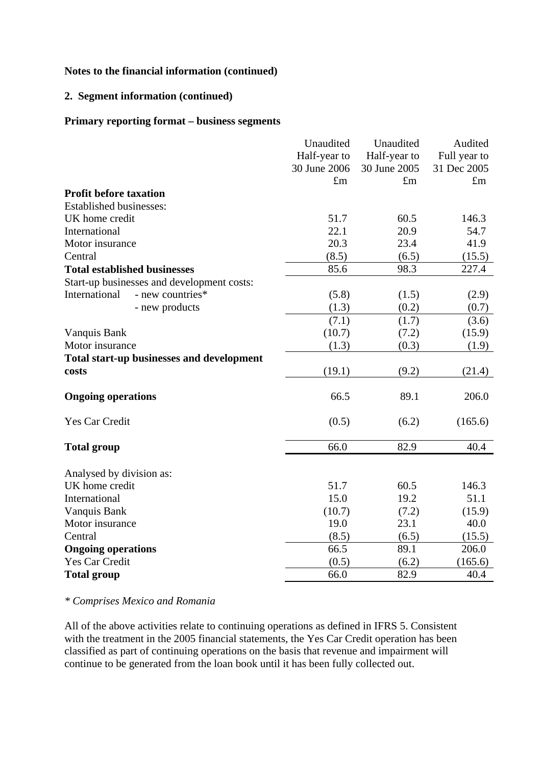**Notes to the financial information (continued)**

**2. Segment information (continued)**

**Primary reporting format – business segments**

| | Unaudited Half-year to 30 June 2006 £m | Unaudited Half-year to 30 June 2005 £m | Audited Full year to 31 Dec 2005 £m |
|---|---|---|---|
| **Profit before taxation** | | | |
| Established businesses: | | | |
| UK home credit | 51.7 | 60.5 | 146.3 |
| International | 22.1 | 20.9 | 54.7 |
| Motor insurance | 20.3 | 23.4 | 41.9 |
| Central | (8.5) | (6.5) | (15.5) |
| **Total established businesses** | 85.6 | 98.3 | 227.4 |
| Start-up businesses and development costs: | | | |
| International - new countries* | (5.8) | (1.5) | (2.9) |
| - new products | (1.3) | (0.2) | (0.7) |
| | (7.1) | (1.7) | (3.6) |
| Vanquis Bank | (10.7) | (7.2) | (15.9) |
| Motor insurance | (1.3) | (0.3) | (1.9) |
| **Total start-up businesses and development costs** | (19.1) | (9.2) | (21.4) |
| **Ongoing operations** | 66.5 | 89.1 | 206.0 |
| Yes Car Credit | (0.5) | (6.2) | (165.6) |
| **Total group** | 66.0 | 82.9 | 40.4 |
| Analysed by division as: | | | |
| UK home credit | 51.7 | 60.5 | 146.3 |
| International | 15.0 | 19.2 | 51.1 |
| Vanquis Bank | (10.7) | (7.2) | (15.9) |
| Motor insurance | 19.0 | 23.1 | 40.0 |
| Central | (8.5) | (6.5) | (15.5) |
| **Ongoing operations** | 66.5 | 89.1 | 206.0 |
| Yes Car Credit | (0.5) | (6.2) | (165.6) |
| **Total group** | 66.0 | 82.9 | 40.4 |

*\* Comprises Mexico and Romania*

All of the above activities relate to continuing operations as defined in IFRS 5. Consistent with the treatment in the 2005 financial statements, the Yes Car Credit operation has been classified as part of continuing operations on the basis that revenue and impairment will continue to be generated from the loan book until it has been fully collected out.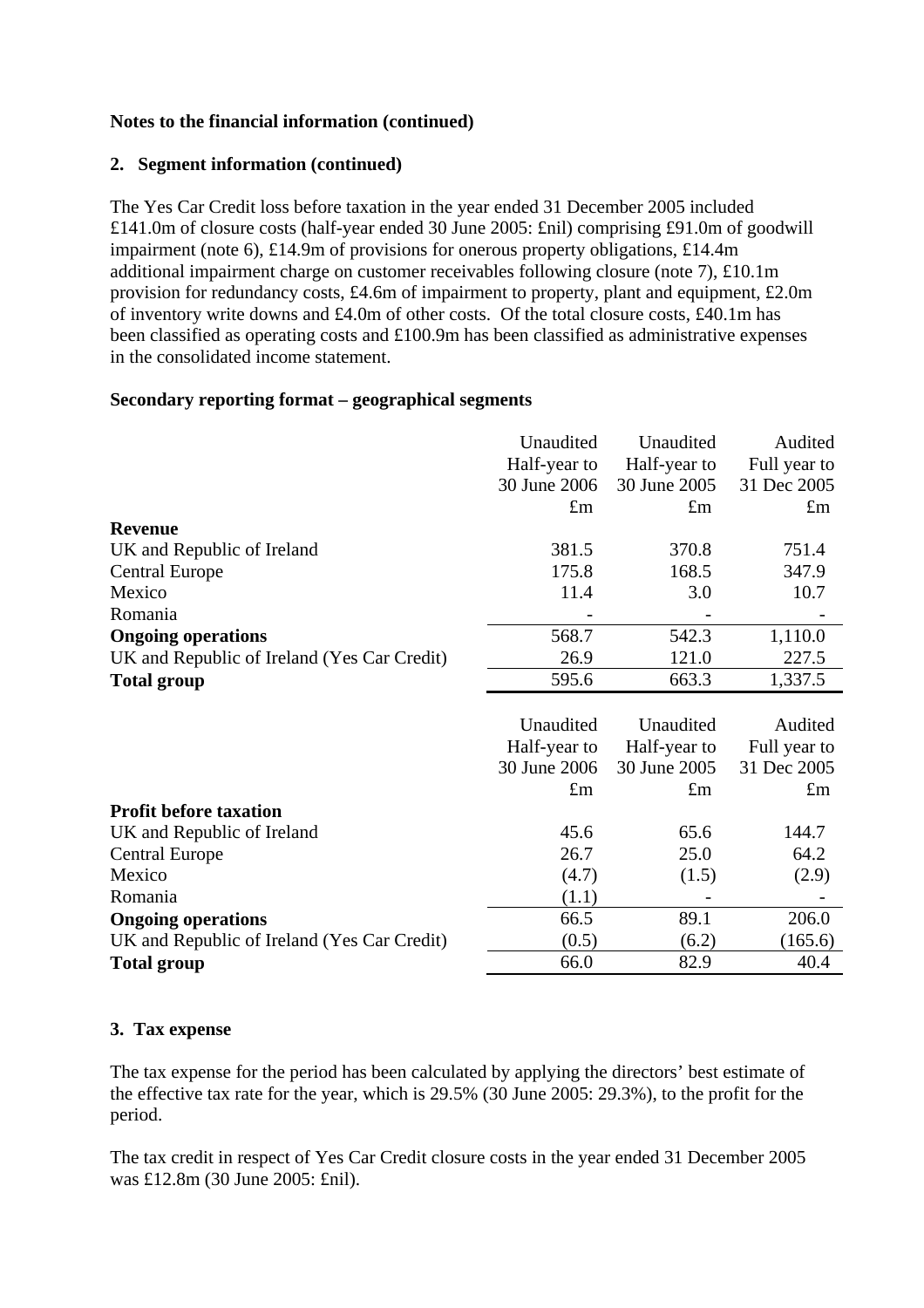**Notes to the financial information (continued)**

**2. Segment information (continued)**

The Yes Car Credit loss before taxation in the year ended 31 December 2005 included £141.0m of closure costs (half-year ended 30 June 2005: £nil) comprising £91.0m of goodwill impairment (note 6), £14.9m of provisions for onerous property obligations, £14.4m additional impairment charge on customer receivables following closure (note 7), £10.1m provision for redundancy costs, £4.6m of impairment to property, plant and equipment, £2.0m of inventory write downs and £4.0m of other costs. Of the total closure costs, £40.1m has been classified as operating costs and £100.9m has been classified as administrative expenses in the consolidated income statement.

**Secondary reporting format – geographical segments**

| | Unaudited Half-year to 30 June 2006 £m | Unaudited Half-year to 30 June 2005 £m | Audited Full year to 31 Dec 2005 £m |
|---|---|---|---|
| **Revenue** | | | |
| UK and Republic of Ireland | 381.5 | 370.8 | 751.4 |
| Central Europe | 175.8 | 168.5 | 347.9 |
| Mexico | 11.4 | 3.0 | 10.7 |
| Romania | - | - | - |
| **Ongoing operations** | 568.7 | 542.3 | 1,110.0 |
| UK and Republic of Ireland (Yes Car Credit) | 26.9 | 121.0 | 227.5 |
| **Total group** | 595.6 | 663.3 | 1,337.5 |

| | Unaudited Half-year to 30 June 2006 £m | Unaudited Half-year to 30 June 2005 £m | Audited Full year to 31 Dec 2005 £m |
|---|---|---|---|
| **Profit before taxation** | | | |
| UK and Republic of Ireland | 45.6 | 65.6 | 144.7 |
| Central Europe | 26.7 | 25.0 | 64.2 |
| Mexico | (4.7) | (1.5) | (2.9) |
| Romania | (1.1) | - | - |
| **Ongoing operations** | 66.5 | 89.1 | 206.0 |
| UK and Republic of Ireland (Yes Car Credit) | (0.5) | (6.2) | (165.6) |
| **Total group** | 66.0 | 82.9 | 40.4 |

**3. Tax expense**

The tax expense for the period has been calculated by applying the directors' best estimate of the effective tax rate for the year, which is 29.5% (30 June 2005: 29.3%), to the profit for the period.

The tax credit in respect of Yes Car Credit closure costs in the year ended 31 December 2005 was £12.8m (30 June 2005: £nil).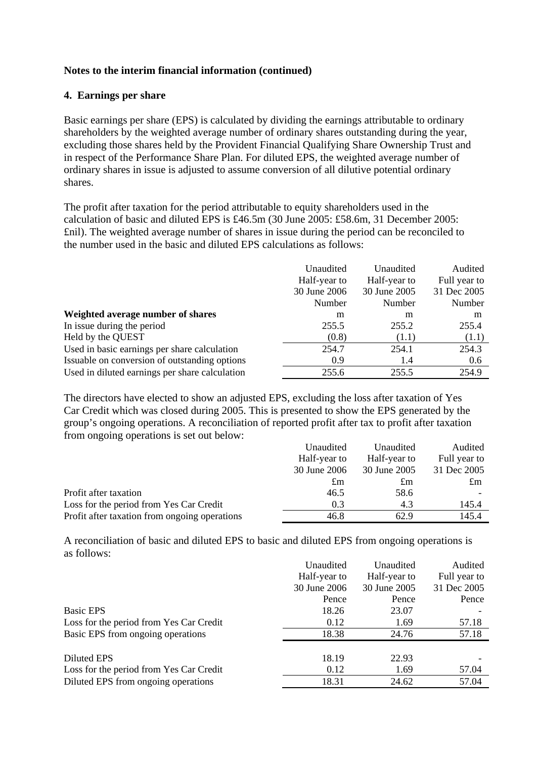**Notes to the interim financial information (continued)**

**4. Earnings per share**

Basic earnings per share (EPS) is calculated by dividing the earnings attributable to ordinary shareholders by the weighted average number of ordinary shares outstanding during the year, excluding those shares held by the Provident Financial Qualifying Share Ownership Trust and in respect of the Performance Share Plan. For diluted EPS, the weighted average number of ordinary shares in issue is adjusted to assume conversion of all dilutive potential ordinary shares.

The profit after taxation for the period attributable to equity shareholders used in the calculation of basic and diluted EPS is £46.5m (30 June 2005: £58.6m, 31 December 2005: £nil). The weighted average number of shares in issue during the period can be reconciled to the number used in the basic and diluted EPS calculations as follows:

| | Unaudited Half-year to 30 June 2006 Number | Unaudited Half-year to 30 June 2005 Number | Audited Full year to 31 Dec 2005 Number |
|---|---|---|---|
| **Weighted average number of shares** | m | m | m |
| In issue during the period | 255.5 | 255.2 | 255.4 |
| Held by the QUEST | (0.8) | (1.1) | (1.1) |
| Used in basic earnings per share calculation | 254.7 | 254.1 | 254.3 |
| Issuable on conversion of outstanding options | 0.9 | 1.4 | 0.6 |
| Used in diluted earnings per share calculation | 255.6 | 255.5 | 254.9 |

The directors have elected to show an adjusted EPS, excluding the loss after taxation of Yes Car Credit which was closed during 2005. This is presented to show the EPS generated by the group's ongoing operations. A reconciliation of reported profit after tax to profit after taxation from ongoing operations is set out below:

| | Unaudited Half-year to 30 June 2006 £m | Unaudited Half-year to 30 June 2005 £m | Audited Full year to 31 Dec 2005 £m |
|---|---|---|---|
| Profit after taxation | 46.5 | 58.6 | - |
| Loss for the period from Yes Car Credit | 0.3 | 4.3 | 145.4 |
| Profit after taxation from ongoing operations | 46.8 | 62.9 | 145.4 |

A reconciliation of basic and diluted EPS to basic and diluted EPS from ongoing operations is as follows:

| | Unaudited Half-year to 30 June 2006 Pence | Unaudited Half-year to 30 June 2005 Pence | Audited Full year to 31 Dec 2005 Pence |
|---|---|---|---|
| Basic EPS | 18.26 | 23.07 | - |
| Loss for the period from Yes Car Credit | 0.12 | 1.69 | 57.18 |
| Basic EPS from ongoing operations | 18.38 | 24.76 | 57.18 |
| | | | |
| Diluted EPS | 18.19 | 22.93 | - |
| Loss for the period from Yes Car Credit | 0.12 | 1.69 | 57.04 |
| Diluted EPS from ongoing operations | 18.31 | 24.62 | 57.04 |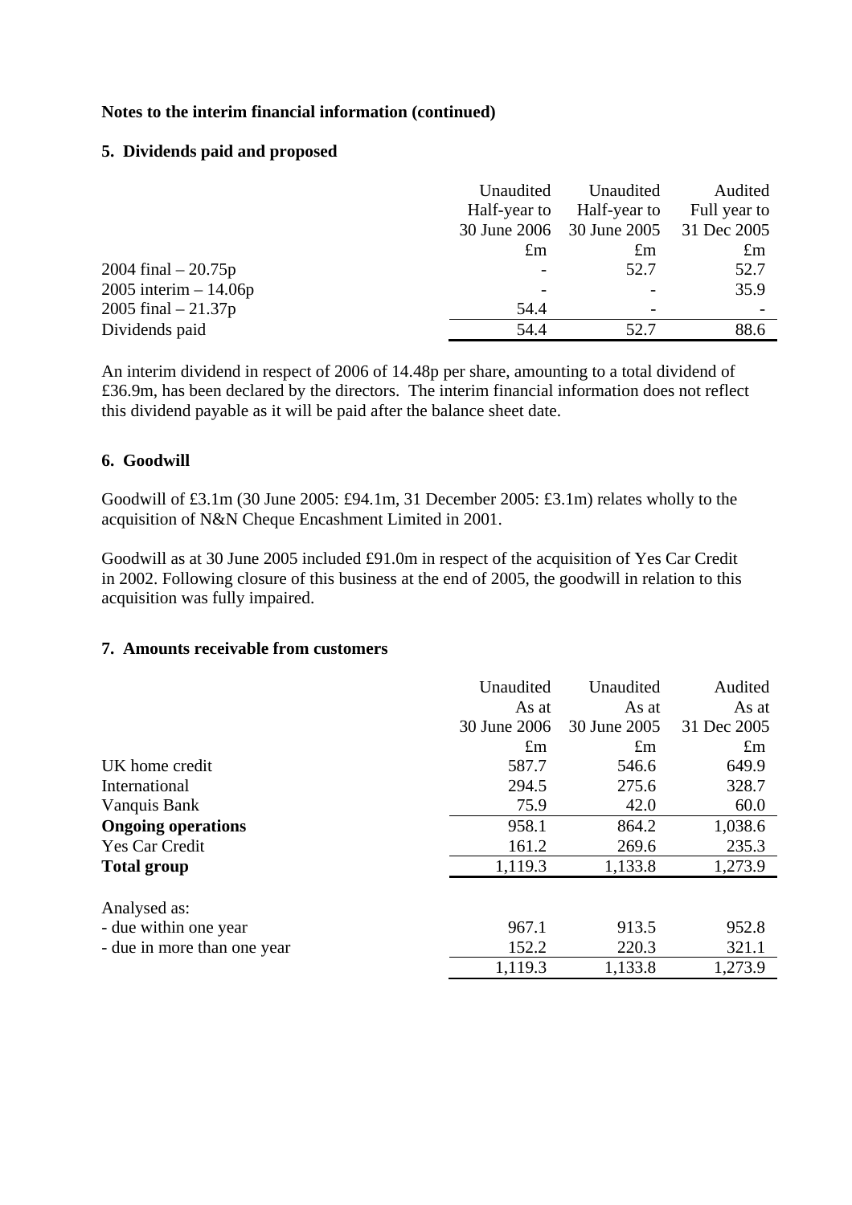**Notes to the interim financial information (continued)**

## 5. Dividends paid and proposed

| | Unaudited Half-year to 30 June 2006 £m | Unaudited Half-year to 30 June 2005 £m | Audited Full year to 31 Dec 2005 £m |
|---|---|---|---|
| 2004 final – 20.75p | - | 52.7 | 52.7 |
| 2005 interim – 14.06p | - | - | 35.9 |
| 2005 final – 21.37p | 54.4 | - | - |
| Dividends paid | 54.4 | 52.7 | 88.6 |

An interim dividend in respect of 2006 of 14.48p per share, amounting to a total dividend of £36.9m, has been declared by the directors. The interim financial information does not reflect this dividend payable as it will be paid after the balance sheet date.

## 6. Goodwill

Goodwill of £3.1m (30 June 2005: £94.1m, 31 December 2005: £3.1m) relates wholly to the acquisition of N&N Cheque Encashment Limited in 2001.

Goodwill as at 30 June 2005 included £91.0m in respect of the acquisition of Yes Car Credit in 2002. Following closure of this business at the end of 2005, the goodwill in relation to this acquisition was fully impaired.

## 7. Amounts receivable from customers

| | Unaudited As at 30 June 2006 £m | Unaudited As at 30 June 2005 £m | Audited As at 31 Dec 2005 £m |
|---|---|---|---|
| UK home credit | 587.7 | 546.6 | 649.9 |
| International | 294.5 | 275.6 | 328.7 |
| Vanquis Bank | 75.9 | 42.0 | 60.0 |
| **Ongoing operations** | 958.1 | 864.2 | 1,038.6 |
| Yes Car Credit | 161.2 | 269.6 | 235.3 |
| **Total group** | 1,119.3 | 1,133.8 | 1,273.9 |
| | | | |
| Analysed as: | | | |
| - due within one year | 967.1 | 913.5 | 952.8 |
| - due in more than one year | 152.2 | 220.3 | 321.1 |
| | 1,119.3 | 1,133.8 | 1,273.9 |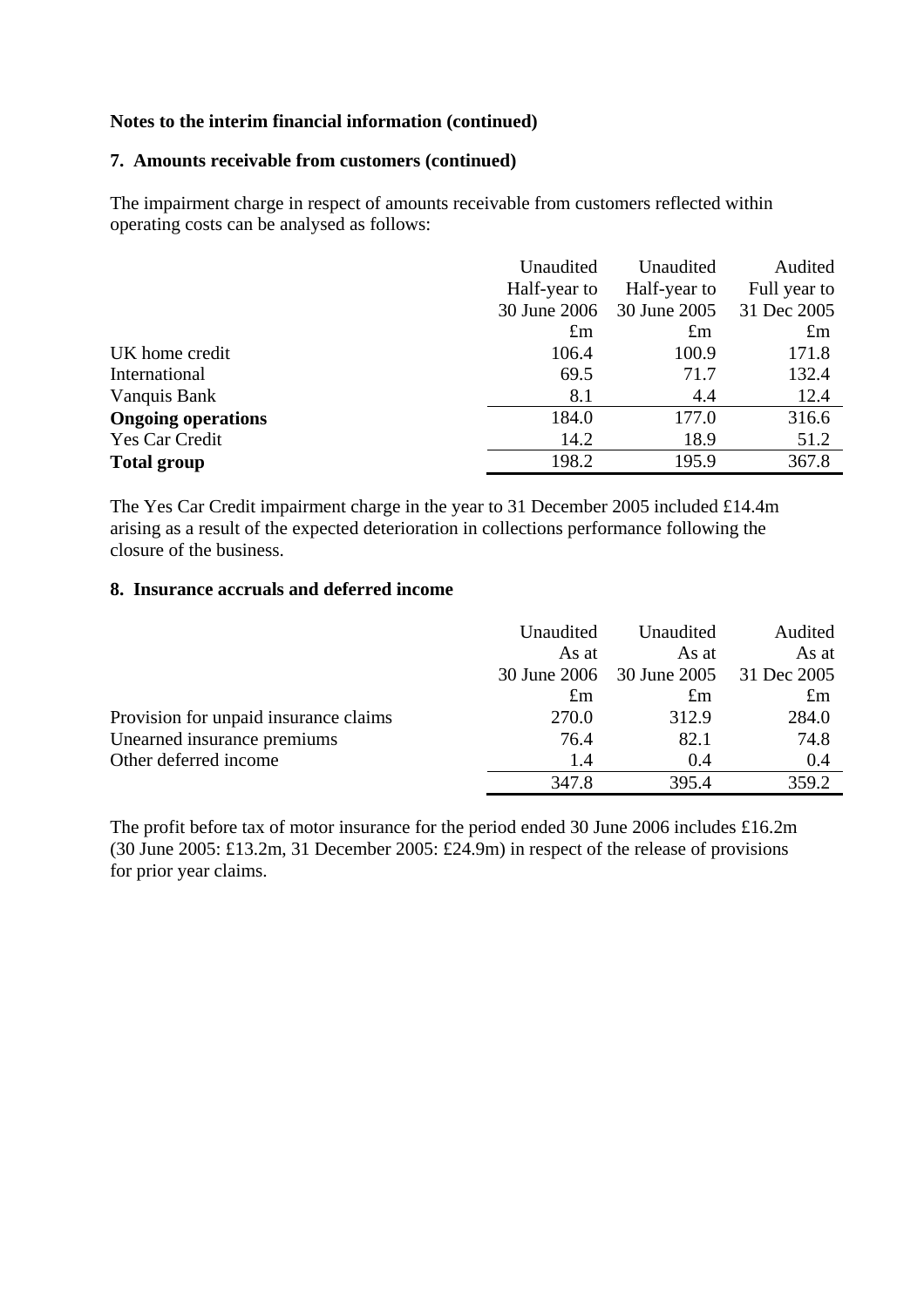**Notes to the interim financial information (continued)**

## 7. Amounts receivable from customers (continued)

The impairment charge in respect of amounts receivable from customers reflected within operating costs can be analysed as follows:

| | Unaudited Half-year to 30 June 2006 £m | Unaudited Half-year to 30 June 2005 £m | Audited Full year to 31 Dec 2005 £m |
|---|---|---|---|
| UK home credit | 106.4 | 100.9 | 171.8 |
| International | 69.5 | 71.7 | 132.4 |
| Vanquis Bank | 8.1 | 4.4 | 12.4 |
| **Ongoing operations** | 184.0 | 177.0 | 316.6 |
| Yes Car Credit | 14.2 | 18.9 | 51.2 |
| **Total group** | 198.2 | 195.9 | 367.8 |

The Yes Car Credit impairment charge in the year to 31 December 2005 included £14.4m arising as a result of the expected deterioration in collections performance following the closure of the business.

## 8. Insurance accruals and deferred income

| | Unaudited As at 30 June 2006 £m | Unaudited As at 30 June 2005 £m | Audited As at 31 Dec 2005 £m |
|---|---|---|---|
| Provision for unpaid insurance claims | 270.0 | 312.9 | 284.0 |
| Unearned insurance premiums | 76.4 | 82.1 | 74.8 |
| Other deferred income | 1.4 | 0.4 | 0.4 |
| | 347.8 | 395.4 | 359.2 |

The profit before tax of motor insurance for the period ended 30 June 2006 includes £16.2m (30 June 2005: £13.2m, 31 December 2005: £24.9m) in respect of the release of provisions for prior year claims.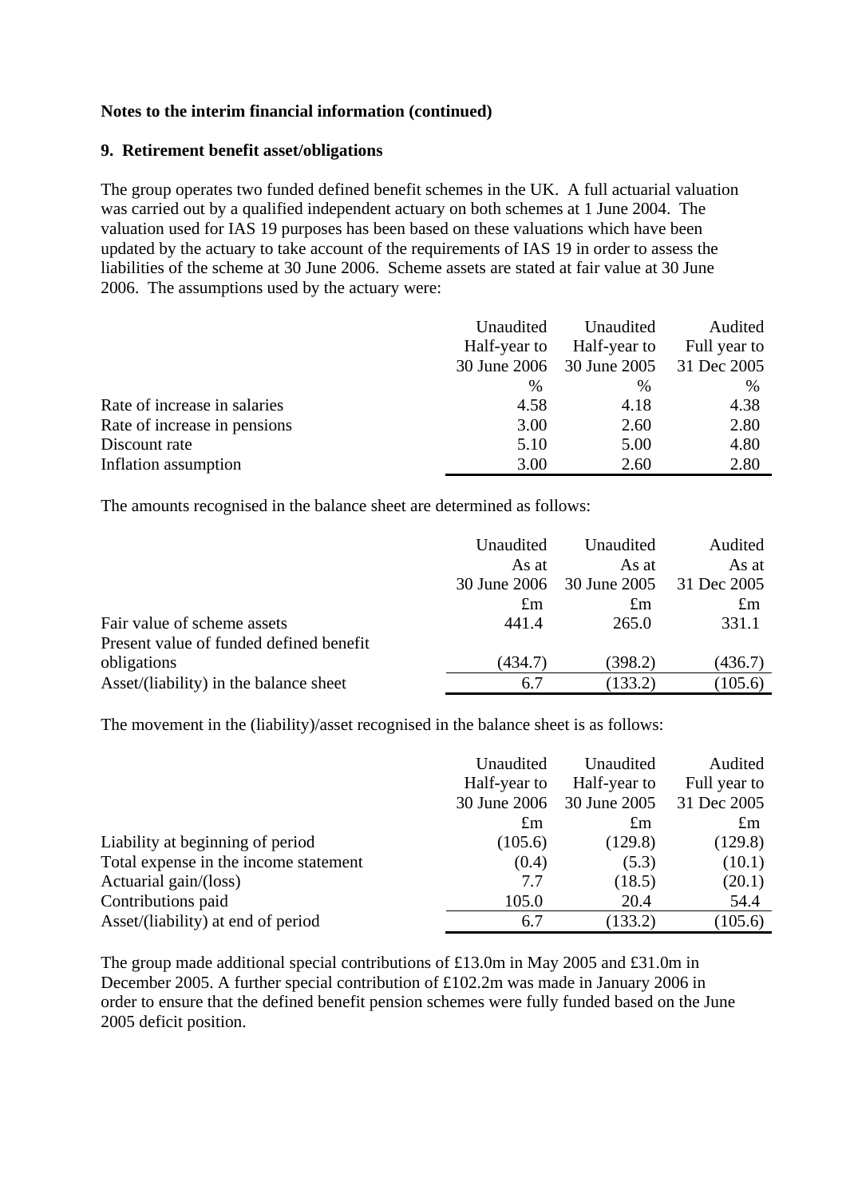**Notes to the interim financial information (continued)**

**9. Retirement benefit asset/obligations**

The group operates two funded defined benefit schemes in the UK. A full actuarial valuation was carried out by a qualified independent actuary on both schemes at 1 June 2004. The valuation used for IAS 19 purposes has been based on these valuations which have been updated by the actuary to take account of the requirements of IAS 19 in order to assess the liabilities of the scheme at 30 June 2006. Scheme assets are stated at fair value at 30 June 2006. The assumptions used by the actuary were:

| | Unaudited Half-year to 30 June 2006 | Unaudited Half-year to 30 June 2005 | Audited Full year to 31 Dec 2005 |
|---|---|---|---|
| | % | % | % |
| Rate of increase in salaries | 4.58 | 4.18 | 4.38 |
| Rate of increase in pensions | 3.00 | 2.60 | 2.80 |
| Discount rate | 5.10 | 5.00 | 4.80 |
| Inflation assumption | 3.00 | 2.60 | 2.80 |

The amounts recognised in the balance sheet are determined as follows:

| | Unaudited As at 30 June 2006 | Unaudited As at 30 June 2005 | Audited As at 31 Dec 2005 |
|---|---|---|---|
| | £m | £m | £m |
| Fair value of scheme assets | 441.4 | 265.0 | 331.1 |
| Present value of funded defined benefit obligations | (434.7) | (398.2) | (436.7) |
| Asset/(liability) in the balance sheet | 6.7 | (133.2) | (105.6) |

The movement in the (liability)/asset recognised in the balance sheet is as follows:

| | Unaudited Half-year to 30 June 2006 | Unaudited Half-year to 30 June 2005 | Audited Full year to 31 Dec 2005 |
|---|---|---|---|
| | £m | £m | £m |
| Liability at beginning of period | (105.6) | (129.8) | (129.8) |
| Total expense in the income statement | (0.4) | (5.3) | (10.1) |
| Actuarial gain/(loss) | 7.7 | (18.5) | (20.1) |
| Contributions paid | 105.0 | 20.4 | 54.4 |
| Asset/(liability) at end of period | 6.7 | (133.2) | (105.6) |

The group made additional special contributions of £13.0m in May 2005 and £31.0m in December 2005. A further special contribution of £102.2m was made in January 2006 in order to ensure that the defined benefit pension schemes were fully funded based on the June 2005 deficit position.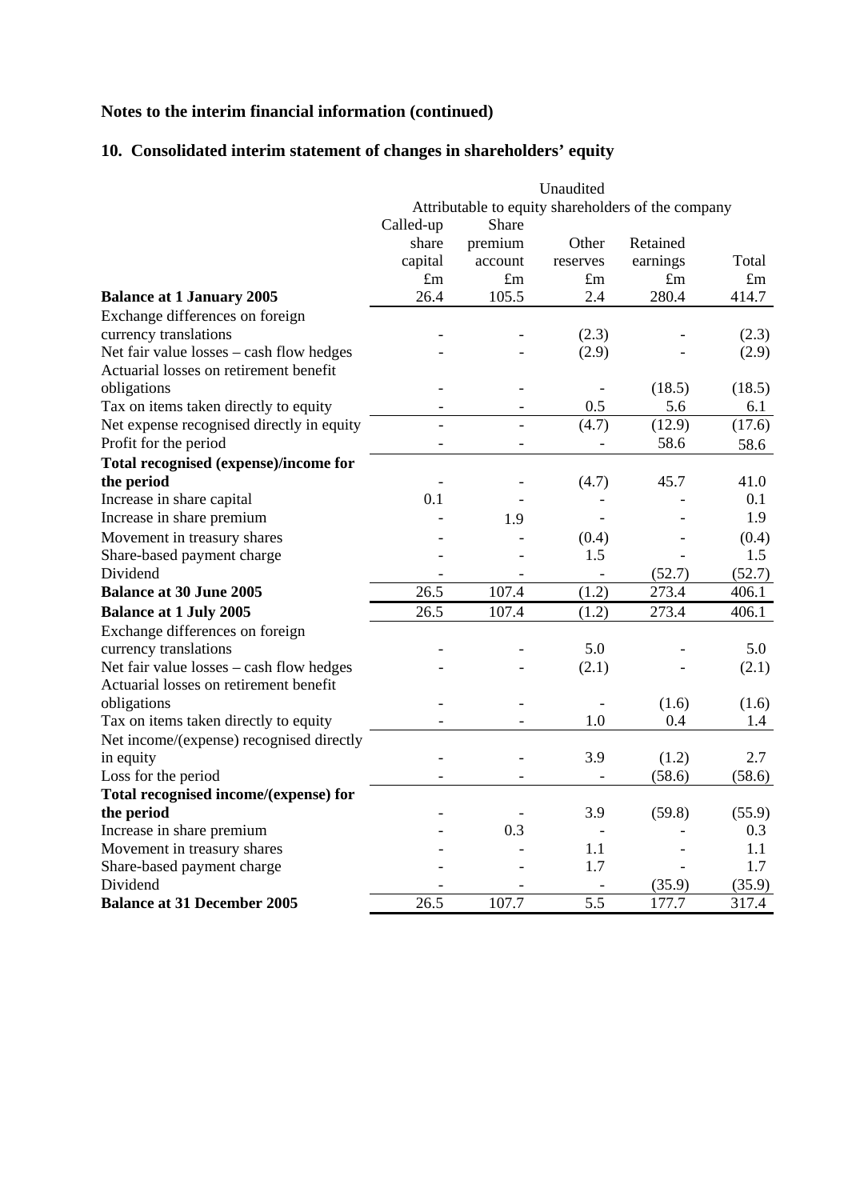**Notes to the interim financial information (continued)**

## 10. Consolidated interim statement of changes in shareholders' equity

| | Unaudited | | | | |
|---|---|---|---|---|---|
| | Attributable to equity shareholders of the company | | | | |
| | Called-up share capital | Share premium account | Other reserves | Retained earnings | Total |
| | £m | £m | £m | £m | £m |
| **Balance at 1 January 2005** | 26.4 | 105.5 | 2.4 | 280.4 | 414.7 |
| Exchange differences on foreign currency translations | - | - | (2.3) | - | (2.3) |
| Net fair value losses – cash flow hedges | - | - | (2.9) | - | (2.9) |
| Actuarial losses on retirement benefit obligations | - | - | - | (18.5) | (18.5) |
| Tax on items taken directly to equity | - | - | 0.5 | 5.6 | 6.1 |
| Net expense recognised directly in equity | - | - | (4.7) | (12.9) | (17.6) |
| Profit for the period | - | - | - | 58.6 | 58.6 |
| **Total recognised (expense)/income for the period** | - | - | (4.7) | 45.7 | 41.0 |
| Increase in share capital | 0.1 | - | - | - | 0.1 |
| Increase in share premium | - | 1.9 | - | - | 1.9 |
| Movement in treasury shares | - | - | (0.4) | - | (0.4) |
| Share-based payment charge | - | - | 1.5 | - | 1.5 |
| Dividend | - | - | - | (52.7) | (52.7) |
| **Balance at 30 June 2005** | 26.5 | 107.4 | (1.2) | 273.4 | 406.1 |
| **Balance at 1 July 2005** | 26.5 | 107.4 | (1.2) | 273.4 | 406.1 |
| Exchange differences on foreign currency translations | - | - | 5.0 | - | 5.0 |
| Net fair value losses – cash flow hedges | - | - | (2.1) | - | (2.1) |
| Actuarial losses on retirement benefit obligations | - | - | - | (1.6) | (1.6) |
| Tax on items taken directly to equity | - | - | 1.0 | 0.4 | 1.4 |
| Net income/(expense) recognised directly in equity | - | - | 3.9 | (1.2) | 2.7 |
| Loss for the period | - | - | - | (58.6) | (58.6) |
| **Total recognised income/(expense) for the period** | - | - | 3.9 | (59.8) | (55.9) |
| Increase in share premium | - | 0.3 | - | - | 0.3 |
| Movement in treasury shares | - | - | 1.1 | - | 1.1 |
| Share-based payment charge | - | - | 1.7 | - | 1.7 |
| Dividend | - | - | - | (35.9) | (35.9) |
| **Balance at 31 December 2005** | 26.5 | 107.7 | 5.5 | 177.7 | 317.4 |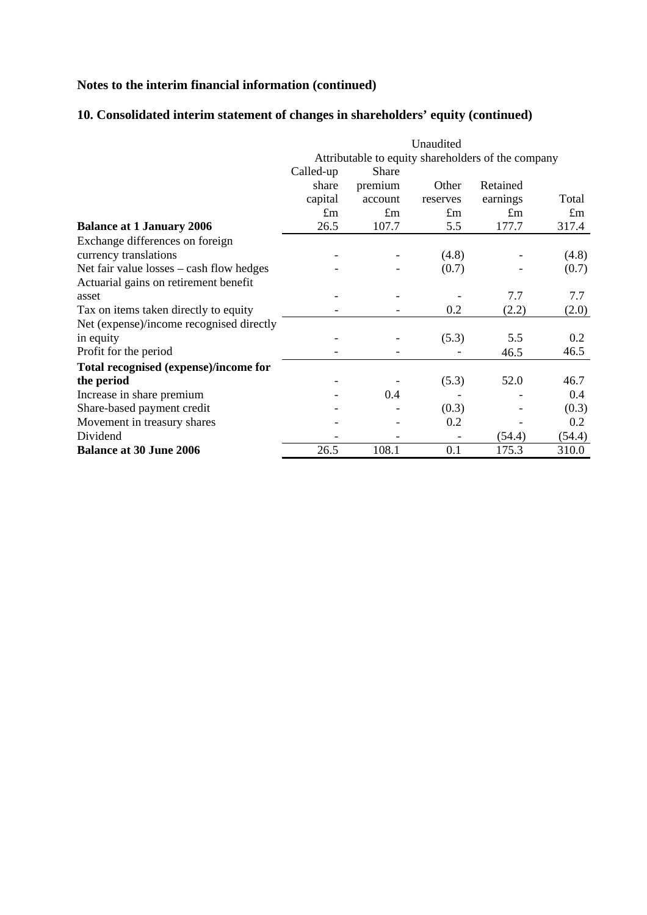**Notes to the interim financial information (continued)**

## 10. Consolidated interim statement of changes in shareholders' equity (continued)

| | Unaudited | | | | |
|---|---|---|---|---|---|
| | Attributable to equity shareholders of the company | | | | |
| | Called-up share capital | Share premium account | Other reserves | Retained earnings | Total |
| | £m | £m | £m | £m | £m |
| **Balance at 1 January 2006** | 26.5 | 107.7 | 5.5 | 177.7 | 317.4 |
| Exchange differences on foreign currency translations | - | - | (4.8) | - | (4.8) |
| Net fair value losses – cash flow hedges | - | - | (0.7) | - | (0.7) |
| Actuarial gains on retirement benefit asset | - | - | - | 7.7 | 7.7 |
| Tax on items taken directly to equity | - | - | 0.2 | (2.2) | (2.0) |
| Net (expense)/income recognised directly in equity | - | - | (5.3) | 5.5 | 0.2 |
| Profit for the period | - | - | - | 46.5 | 46.5 |
| **Total recognised (expense)/income for the period** | - | - | (5.3) | 52.0 | 46.7 |
| Increase in share premium | - | 0.4 | - | - | 0.4 |
| Share-based payment credit | - | - | (0.3) | - | (0.3) |
| Movement in treasury shares | - | - | 0.2 | - | 0.2 |
| Dividend | - | - | - | (54.4) | (54.4) |
| **Balance at 30 June 2006** | 26.5 | 108.1 | 0.1 | 175.3 | 310.0 |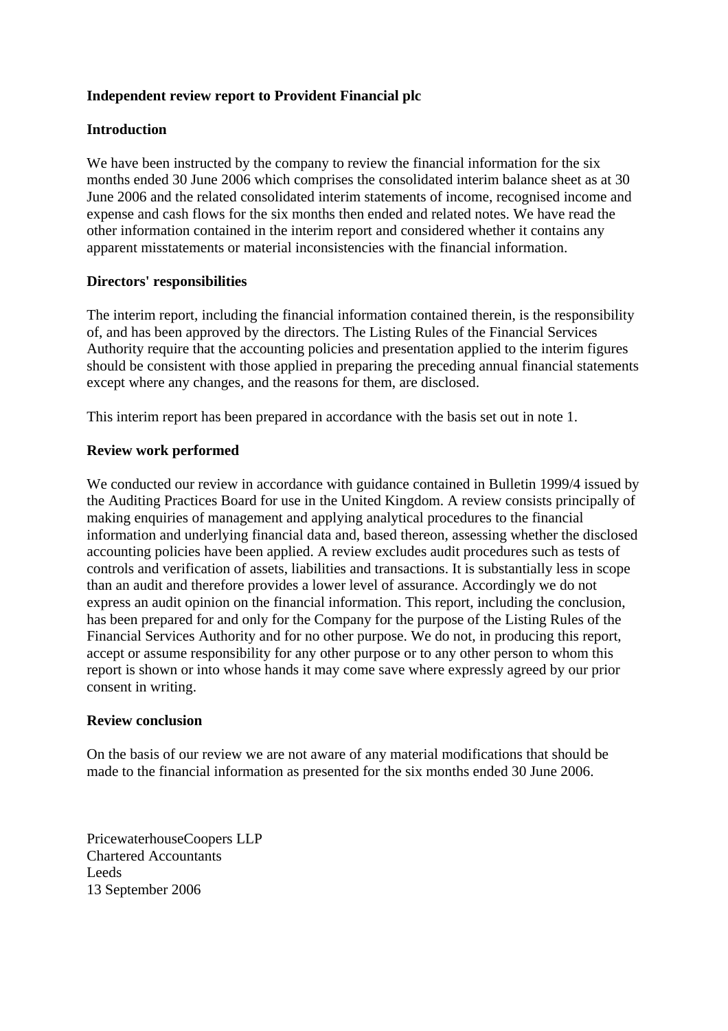**Independent review report to Provident Financial plc**

**Introduction**

We have been instructed by the company to review the financial information for the six months ended 30 June 2006 which comprises the consolidated interim balance sheet as at 30 June 2006 and the related consolidated interim statements of income, recognised income and expense and cash flows for the six months then ended and related notes. We have read the other information contained in the interim report and considered whether it contains any apparent misstatements or material inconsistencies with the financial information.

**Directors' responsibilities**

The interim report, including the financial information contained therein, is the responsibility of, and has been approved by the directors. The Listing Rules of the Financial Services Authority require that the accounting policies and presentation applied to the interim figures should be consistent with those applied in preparing the preceding annual financial statements except where any changes, and the reasons for them, are disclosed.

This interim report has been prepared in accordance with the basis set out in note 1.

**Review work performed**

We conducted our review in accordance with guidance contained in Bulletin 1999/4 issued by the Auditing Practices Board for use in the United Kingdom. A review consists principally of making enquiries of management and applying analytical procedures to the financial information and underlying financial data and, based thereon, assessing whether the disclosed accounting policies have been applied. A review excludes audit procedures such as tests of controls and verification of assets, liabilities and transactions. It is substantially less in scope than an audit and therefore provides a lower level of assurance. Accordingly we do not express an audit opinion on the financial information. This report, including the conclusion, has been prepared for and only for the Company for the purpose of the Listing Rules of the Financial Services Authority and for no other purpose. We do not, in producing this report, accept or assume responsibility for any other purpose or to any other person to whom this report is shown or into whose hands it may come save where expressly agreed by our prior consent in writing.

**Review conclusion**

On the basis of our review we are not aware of any material modifications that should be made to the financial information as presented for the six months ended 30 June 2006.

PricewaterhouseCoopers LLP
Chartered Accountants
Leeds
13 September 2006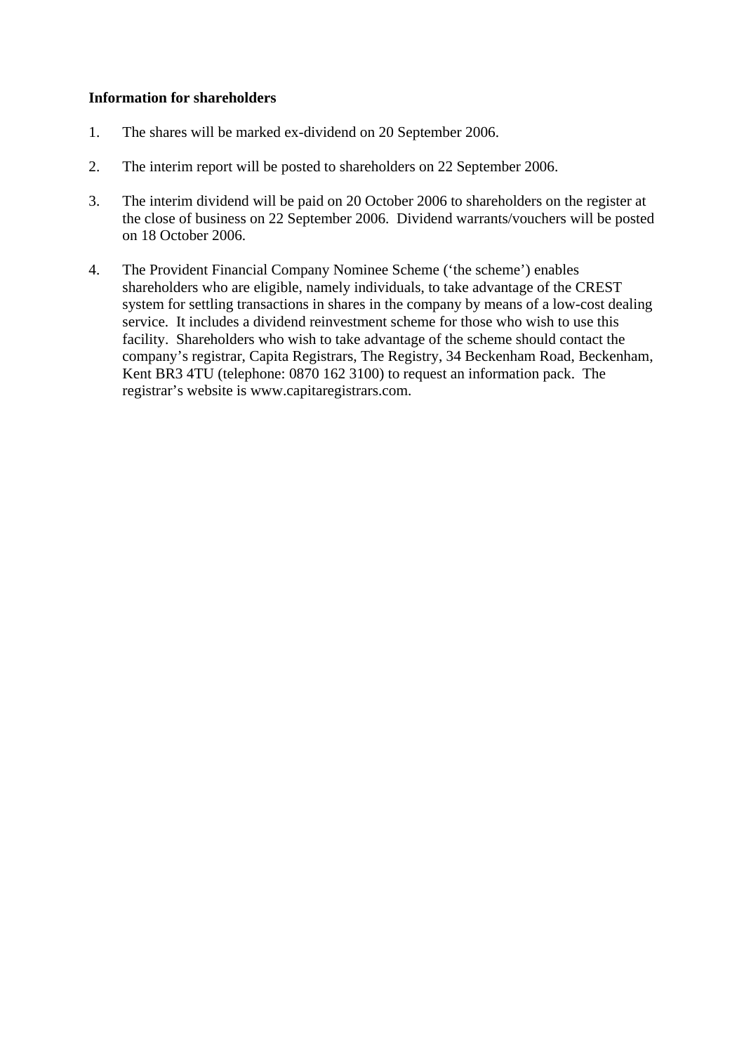**Information for shareholders**

1. The shares will be marked ex-dividend on 20 September 2006.

2. The interim report will be posted to shareholders on 22 September 2006.

3. The interim dividend will be paid on 20 October 2006 to shareholders on the register at the close of business on 22 September 2006. Dividend warrants/vouchers will be posted on 18 October 2006.

4. The Provident Financial Company Nominee Scheme ('the scheme') enables shareholders who are eligible, namely individuals, to take advantage of the CREST system for settling transactions in shares in the company by means of a low-cost dealing service. It includes a dividend reinvestment scheme for those who wish to use this facility. Shareholders who wish to take advantage of the scheme should contact the company's registrar, Capita Registrars, The Registry, 34 Beckenham Road, Beckenham, Kent BR3 4TU (telephone: 0870 162 3100) to request an information pack. The registrar's website is www.capitaregistrars.com.